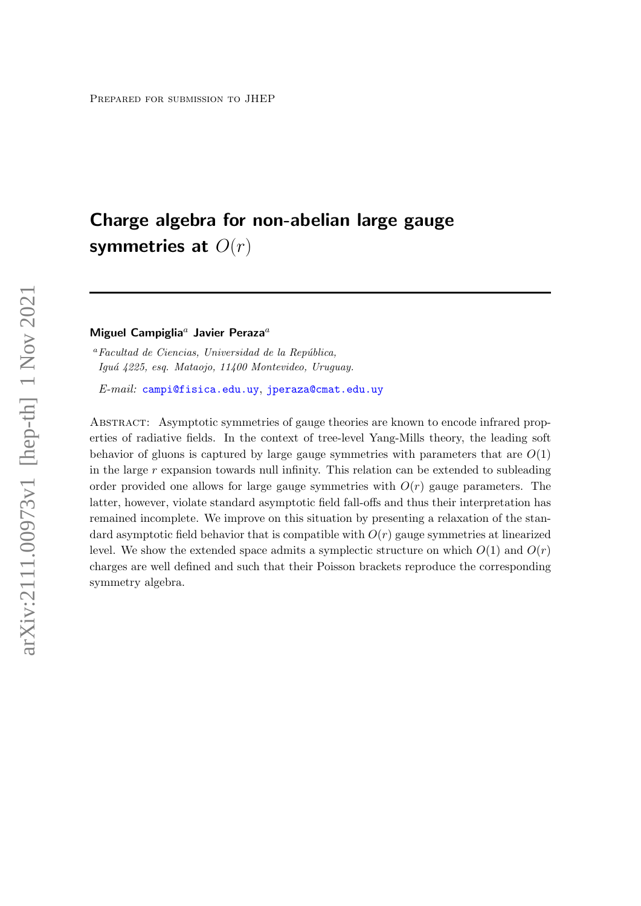Prepared for submission to JHEP

# Charge algebra for non-abelian large gauge symmetries at $O(r)$

**Miguel Campiglia**[a] **Javier Peraza**[a]

[a] *Facultad de Ciencias, Universidad de la República, Iguá 4225, esq. Mataojo, 11400 Montevideo, Uruguay.*

*E-mail:* campi@fisica.edu.uy, jperaza@cmat.edu.uy

Abstract: Asymptotic symmetries of gauge theories are known to encode infrared properties of radiative fields. In the context of tree-level Yang-Mills theory, the leading soft behavior of gluons is captured by large gauge symmetries with parameters that are $O(1)$ in the large $r$ expansion towards null infinity. This relation can be extended to subleading order provided one allows for large gauge symmetries with $O(r)$ gauge parameters. The latter, however, violate standard asymptotic field fall-offs and thus their interpretation has remained incomplete. We improve on this situation by presenting a relaxation of the standard asymptotic field behavior that is compatible with $O(r)$ gauge symmetries at linearized level. We show the extended space admits a symplectic structure on which $O(1)$ and $O(r)$ charges are well defined and such that their Poisson brackets reproduce the corresponding symmetry algebra.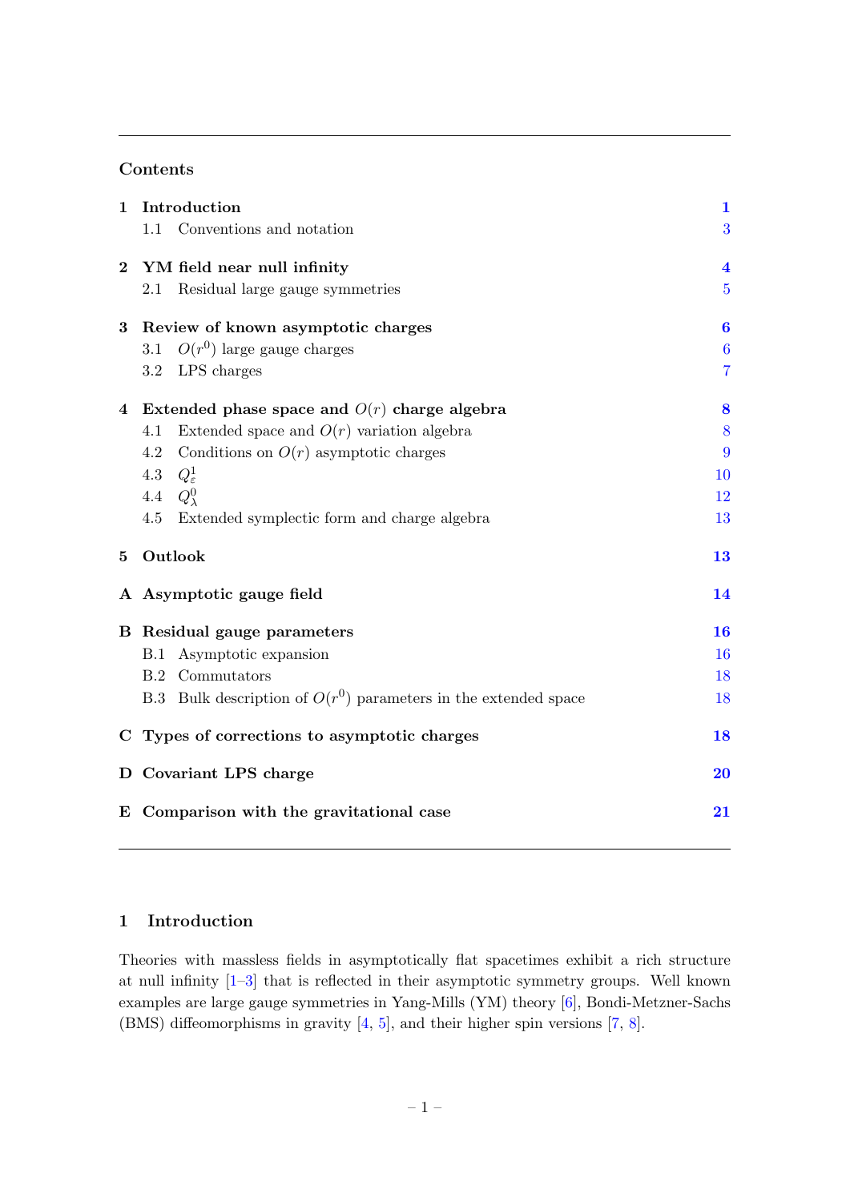## Contents

| | | |
|---|---|---|
| **1** | **Introduction** | **1** |
| | 1.1 Conventions and notation | 3 |
| **2** | **YM field near null infinity** | **4** |
| | 2.1 Residual large gauge symmetries | 5 |
| **3** | **Review of known asymptotic charges** | **6** |
| | 3.1 $O(r^0)$ large gauge charges | 6 |
| | 3.2 LPS charges | 7 |
| **4** | **Extended phase space and $O(r)$ charge algebra** | **8** |
| | 4.1 Extended space and $O(r)$ variation algebra | 8 |
| | 4.2 Conditions on $O(r)$ asymptotic charges | 9 |
| | 4.3 $Q^1_\varepsilon$ | 10 |
| | 4.4 $Q^0_\lambda$ | 12 |
| | 4.5 Extended symplectic form and charge algebra | 13 |
| **5** | **Outlook** | **13** |
| **A** | **Asymptotic gauge field** | **14** |
| **B** | **Residual gauge parameters** | **16** |
| | B.1 Asymptotic expansion | 16 |
| | B.2 Commutators | 18 |
| | B.3 Bulk description of $O(r^0)$ parameters in the extended space | 18 |
| **C** | **Types of corrections to asymptotic charges** | **18** |
| **D** | **Covariant LPS charge** | **20** |
| **E** | **Comparison with the gravitational case** | **21** |

## 1 Introduction

Theories with massless fields in asymptotically flat spacetimes exhibit a rich structure at null infinity [1–3] that is reflected in their asymptotic symmetry groups. Well known examples are large gauge symmetries in Yang-Mills (YM) theory [6], Bondi-Metzner-Sachs (BMS) diffeomorphisms in gravity [4, 5], and their higher spin versions [7, 8].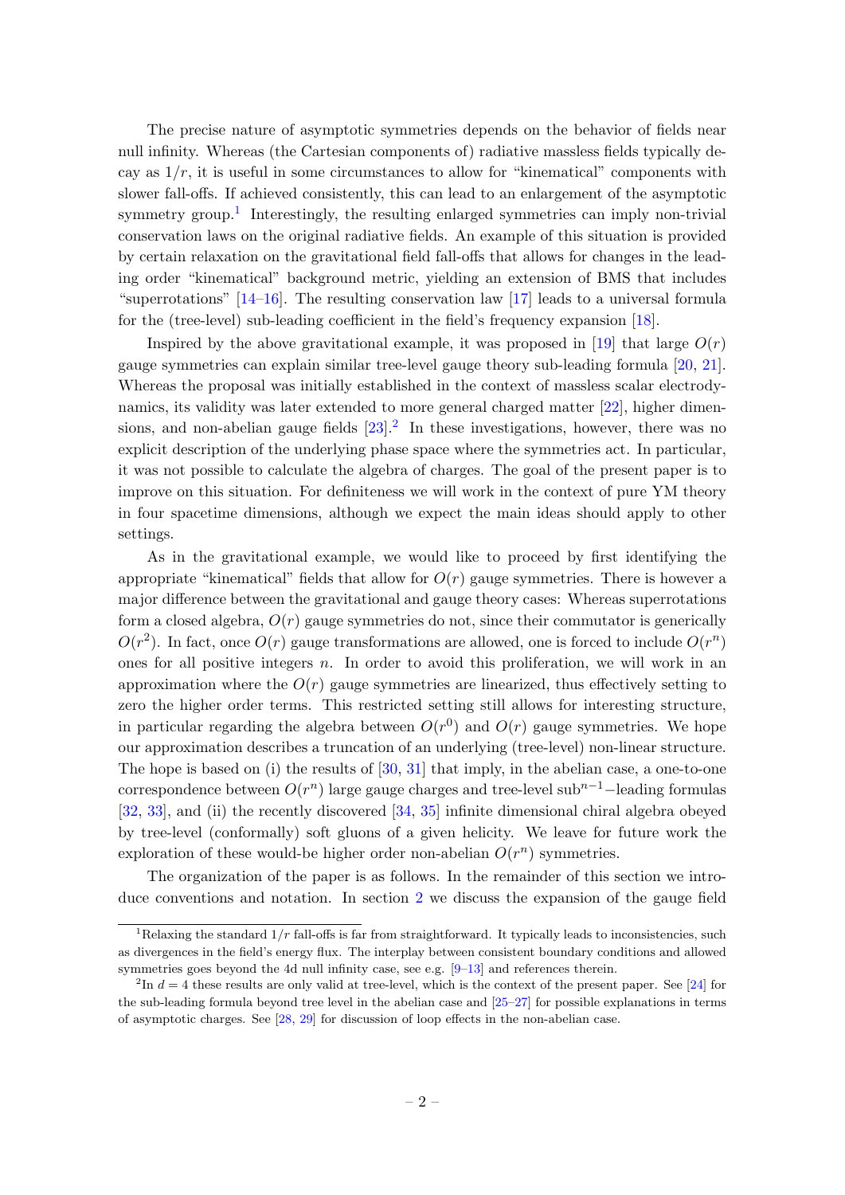The precise nature of asymptotic symmetries depends on the behavior of fields near null infinity. Whereas (the Cartesian components of) radiative massless fields typically decay as $1/r$, it is useful in some circumstances to allow for "kinematical" components with slower fall-offs. If achieved consistently, this can lead to an enlargement of the asymptotic symmetry group.[1] Interestingly, the resulting enlarged symmetries can imply non-trivial conservation laws on the original radiative fields. An example of this situation is provided by certain relaxation on the gravitational field fall-offs that allows for changes in the leading order "kinematical" background metric, yielding an extension of BMS that includes "superrotations" [14–16]. The resulting conservation law [17] leads to a universal formula for the (tree-level) sub-leading coefficient in the field's frequency expansion [18].

Inspired by the above gravitational example, it was proposed in [19] that large $O(r)$ gauge symmetries can explain similar tree-level gauge theory sub-leading formula [20, 21]. Whereas the proposal was initially established in the context of massless scalar electrodynamics, its validity was later extended to more general charged matter [22], higher dimensions, and non-abelian gauge fields [23].[2] In these investigations, however, there was no explicit description of the underlying phase space where the symmetries act. In particular, it was not possible to calculate the algebra of charges. The goal of the present paper is to improve on this situation. For definiteness we will work in the context of pure YM theory in four spacetime dimensions, although we expect the main ideas should apply to other settings.

As in the gravitational example, we would like to proceed by first identifying the appropriate "kinematical" fields that allow for $O(r)$ gauge symmetries. There is however a major difference between the gravitational and gauge theory cases: Whereas superrotations form a closed algebra, $O(r)$ gauge symmetries do not, since their commutator is generically $O(r^2)$. In fact, once $O(r)$ gauge transformations are allowed, one is forced to include $O(r^n)$ ones for all positive integers $n$. In order to avoid this proliferation, we will work in an approximation where the $O(r)$ gauge symmetries are linearized, thus effectively setting to zero the higher order terms. This restricted setting still allows for interesting structure, in particular regarding the algebra between $O(r^0)$ and $O(r)$ gauge symmetries. We hope our approximation describes a truncation of an underlying (tree-level) non-linear structure. The hope is based on (i) the results of [30, 31] that imply, in the abelian case, a one-to-one correspondence between $O(r^n)$ large gauge charges and tree-level sub$^{n-1}-$leading formulas [32, 33], and (ii) the recently discovered [34, 35] infinite dimensional chiral algebra obeyed by tree-level (conformally) soft gluons of a given helicity. We leave for future work the exploration of these would-be higher order non-abelian $O(r^n)$ symmetries.

The organization of the paper is as follows. In the remainder of this section we introduce conventions and notation. In section 2 we discuss the expansion of the gauge field

[1] Relaxing the standard $1/r$ fall-offs is far from straightforward. It typically leads to inconsistencies, such as divergences in the field's energy flux. The interplay between consistent boundary conditions and allowed symmetries goes beyond the 4d null infinity case, see e.g. [9–13] and references therein.

[2] In $d = 4$ these results are only valid at tree-level, which is the context of the present paper. See [24] for the sub-leading formula beyond tree level in the abelian case and [25–27] for possible explanations in terms of asymptotic charges. See [28, 29] for discussion of loop effects in the non-abelian case.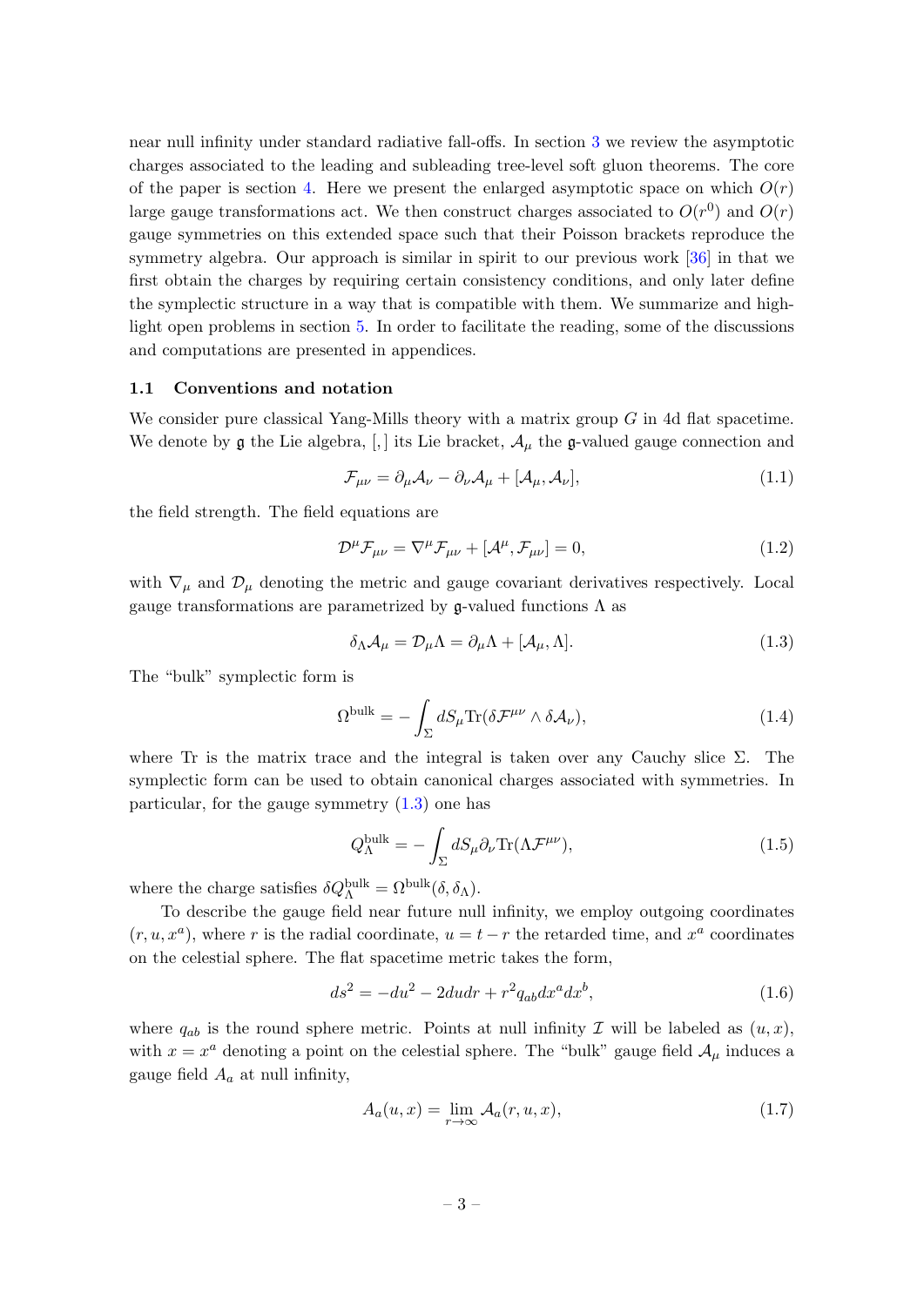near null infinity under standard radiative fall-offs. In section 3 we review the asymptotic charges associated to the leading and subleading tree-level soft gluon theorems. The core of the paper is section 4. Here we present the enlarged asymptotic space on which $O(r)$ large gauge transformations act. We then construct charges associated to $O(r^0)$ and $O(r)$ gauge symmetries on this extended space such that their Poisson brackets reproduce the symmetry algebra. Our approach is similar in spirit to our previous work [36] in that we first obtain the charges by requiring certain consistency conditions, and only later define the symplectic structure in a way that is compatible with them. We summarize and highlight open problems in section 5. In order to facilitate the reading, some of the discussions and computations are presented in appendices.

### 1.1 Conventions and notation

We consider pure classical Yang-Mills theory with a matrix group $G$ in 4d flat spacetime. We denote by $\mathfrak{g}$ the Lie algebra, $[,]$ its Lie bracket, $\mathcal{A}_\mu$ the $\mathfrak{g}$-valued gauge connection and

$$\mathcal{F}_{\mu\nu} = \partial_\mu \mathcal{A}_\nu - \partial_\nu \mathcal{A}_\mu + [\mathcal{A}_\mu, \mathcal{A}_\nu], \tag{1.1}$$

the field strength. The field equations are

$$\mathcal{D}^\mu \mathcal{F}_{\mu\nu} = \nabla^\mu \mathcal{F}_{\mu\nu} + [\mathcal{A}^\mu, \mathcal{F}_{\mu\nu}] = 0, \tag{1.2}$$

with $\nabla_\mu$ and $\mathcal{D}_\mu$ denoting the metric and gauge covariant derivatives respectively. Local gauge transformations are parametrized by $\mathfrak{g}$-valued functions $\Lambda$ as

$$\delta_\Lambda \mathcal{A}_\mu = \mathcal{D}_\mu \Lambda = \partial_\mu \Lambda + [\mathcal{A}_\mu, \Lambda]. \tag{1.3}$$

The "bulk" symplectic form is

$$\Omega^{\text{bulk}} = -\int_\Sigma dS_\mu \text{Tr}(\delta \mathcal{F}^{\mu\nu} \wedge \delta \mathcal{A}_\nu), \tag{1.4}$$

where Tr is the matrix trace and the integral is taken over any Cauchy slice $\Sigma$. The symplectic form can be used to obtain canonical charges associated with symmetries. In particular, for the gauge symmetry (1.3) one has

$$Q^{\text{bulk}}_\Lambda = -\int_\Sigma dS_\mu \partial_\nu \text{Tr}(\Lambda \mathcal{F}^{\mu\nu}), \tag{1.5}$$

where the charge satisfies $\delta Q^{\text{bulk}}_\Lambda = \Omega^{\text{bulk}}(\delta, \delta_\Lambda)$.

To describe the gauge field near future null infinity, we employ outgoing coordinates $(r, u, x^a)$, where $r$ is the radial coordinate, $u = t - r$ the retarded time, and $x^a$ coordinates on the celestial sphere. The flat spacetime metric takes the form,

$$ds^2 = -du^2 - 2dudr + r^2 q_{ab} dx^a dx^b, \tag{1.6}$$

where $q_{ab}$ is the round sphere metric. Points at null infinity $\mathcal{I}$ will be labeled as $(u, x)$, with $x = x^a$ denoting a point on the celestial sphere. The "bulk" gauge field $\mathcal{A}_\mu$ induces a gauge field $A_a$ at null infinity,

$$A_a(u, x) = \lim_{r \to \infty} \mathcal{A}_a(r, u, x), \tag{1.7}$$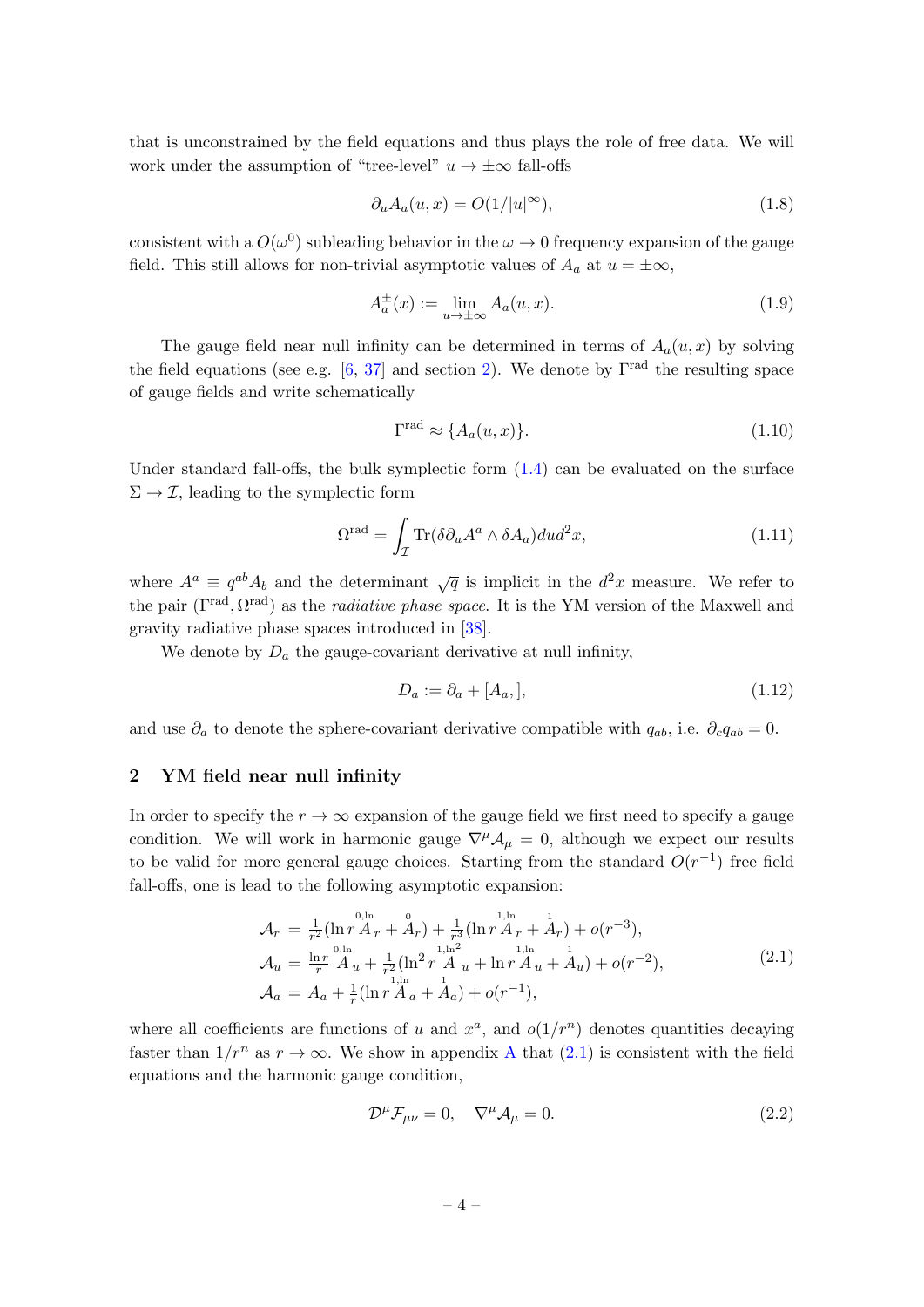that is unconstrained by the field equations and thus plays the role of free data. We will work under the assumption of "tree-level" $u \to \pm\infty$ fall-offs

$$
\partial_u A_a(u,x) = O(1/|u|^\infty), \tag{1.8}
$$

consistent with a $O(\omega^0)$ subleading behavior in the $\omega \to 0$ frequency expansion of the gauge field. This still allows for non-trivial asymptotic values of $A_a$ at $u = \pm\infty$,

$$
A_a^\pm(x) := \lim_{u\to\pm\infty} A_a(u,x). \tag{1.9}
$$

The gauge field near null infinity can be determined in terms of $A_a(u,x)$ by solving the field equations (see e.g. [6, 37] and section 2). We denote by $\Gamma^{\text{rad}}$ the resulting space of gauge fields and write schematically

$$
\Gamma^{\text{rad}} \approx \{A_a(u,x)\}. \tag{1.10}
$$

Under standard fall-offs, the bulk symplectic form (1.4) can be evaluated on the surface $\Sigma \to \mathcal{I}$, leading to the symplectic form

$$
\Omega^{\text{rad}} = \int_{\mathcal{I}} \text{Tr}(\delta\partial_u A^a \wedge \delta A_a) du d^2x, \tag{1.11}
$$

where $A^a \equiv q^{ab}A_b$ and the determinant $\sqrt{q}$ is implicit in the $d^2x$ measure. We refer to the pair $(\Gamma^{\text{rad}}, \Omega^{\text{rad}})$ as the *radiative phase space*. It is the YM version of the Maxwell and gravity radiative phase spaces introduced in [38].

We denote by $D_a$ the gauge-covariant derivative at null infinity,

$$
D_a := \partial_a + [A_a, ], \tag{1.12}
$$

and use $\partial_a$ to denote the sphere-covariant derivative compatible with $q_{ab}$, i.e. $\partial_c q_{ab} = 0$.

## 2 YM field near null infinity

In order to specify the $r \to \infty$ expansion of the gauge field we first need to specify a gauge condition. We will work in harmonic gauge $\nabla^\mu \mathcal{A}_\mu = 0$, although we expect our results to be valid for more general gauge choices. Starting from the standard $O(r^{-1})$ free field fall-offs, one is lead to the following asymptotic expansion:

$$
\begin{aligned}
\mathcal{A}_r &= \tfrac{1}{r^2}(\ln r \overset{0,\ln}{A}_r + \overset{0}{A}_r) + \tfrac{1}{r^3}(\ln r \overset{1,\ln}{A}_r + \overset{1}{A}_r) + o(r^{-3}), \\
\mathcal{A}_u &= \tfrac{\ln r}{r} \overset{0,\ln}{A}_u + \tfrac{1}{r^2}(\ln^2 r \overset{1,\ln^2}{A}_u + \ln r \overset{1,\ln}{A}_u + \overset{1}{A}_u) + o(r^{-2}), \\
\mathcal{A}_a &= A_a + \tfrac{1}{r}(\ln r \overset{1,\ln}{A}_a + \overset{1}{A}_a) + o(r^{-1}),
\end{aligned} \tag{2.1}
$$

where all coefficients are functions of $u$ and $x^a$, and $o(1/r^n)$ denotes quantities decaying faster than $1/r^n$ as $r \to \infty$. We show in appendix A that (2.1) is consistent with the field equations and the harmonic gauge condition,

$$
\mathcal{D}^\mu \mathcal{F}_{\mu\nu} = 0, \quad \nabla^\mu \mathcal{A}_\mu = 0. \tag{2.2}
$$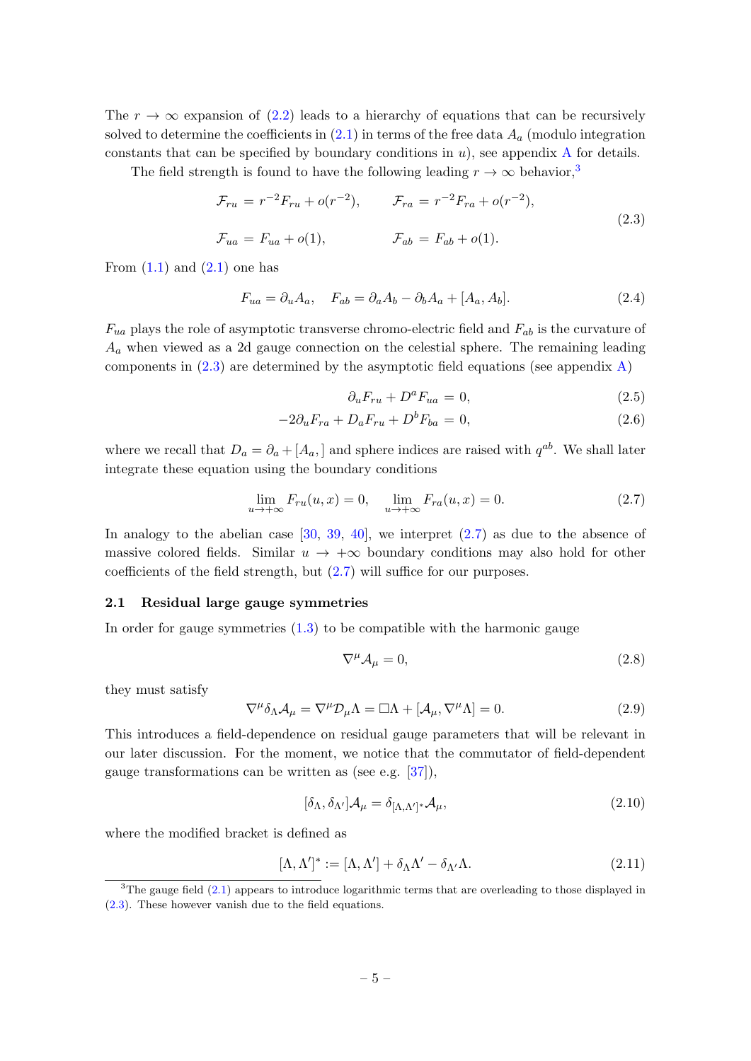The $r \to \infty$ expansion of (2.2) leads to a hierarchy of equations that can be recursively solved to determine the coefficients in (2.1) in terms of the free data $A_a$ (modulo integration constants that can be specified by boundary conditions in $u$), see appendix A for details.

The field strength is found to have the following leading $r \to \infty$ behavior,[3]

$$
\begin{aligned}
\mathcal{F}_{ru} &= r^{-2} F_{ru} + o(r^{-2}), \qquad & \mathcal{F}_{ra} &= r^{-2} F_{ra} + o(r^{-2}), \\
\mathcal{F}_{ua} &= F_{ua} + o(1), \qquad & \mathcal{F}_{ab} &= F_{ab} + o(1).
\end{aligned}
\tag{2.3}
$$

From (1.1) and (2.1) one has

$$
F_{ua} = \partial_u A_a, \quad F_{ab} = \partial_a A_b - \partial_b A_a + [A_a, A_b]. \tag{2.4}
$$

$F_{ua}$ plays the role of asymptotic transverse chromo-electric field and $F_{ab}$ is the curvature of $A_a$ when viewed as a 2d gauge connection on the celestial sphere. The remaining leading components in (2.3) are determined by the asymptotic field equations (see appendix A)

$$
\partial_u F_{ru} + D^a F_{ua} = 0, \tag{2.5}
$$

$$
-2\partial_u F_{ra} + D_a F_{ru} + D^b F_{ba} = 0, \tag{2.6}
$$

where we recall that $D_a = \partial_a + [A_a, ]$ and sphere indices are raised with $q^{ab}$. We shall later integrate these equation using the boundary conditions

$$
\lim_{u \to +\infty} F_{ru}(u, x) = 0, \quad \lim_{u \to +\infty} F_{ra}(u, x) = 0. \tag{2.7}
$$

In analogy to the abelian case [30, 39, 40], we interpret (2.7) as due to the absence of massive colored fields. Similar $u \to +\infty$ boundary conditions may also hold for other coefficients of the field strength, but (2.7) will suffice for our purposes.

### 2.1 Residual large gauge symmetries

In order for gauge symmetries (1.3) to be compatible with the harmonic gauge

$$
\nabla^\mu \mathcal{A}_\mu = 0, \tag{2.8}
$$

they must satisfy

$$
\nabla^\mu \delta_\Lambda \mathcal{A}_\mu = \nabla^\mu \mathcal{D}_\mu \Lambda = \Box \Lambda + [\mathcal{A}_\mu, \nabla^\mu \Lambda] = 0. \tag{2.9}
$$

This introduces a field-dependence on residual gauge parameters that will be relevant in our later discussion. For the moment, we notice that the commutator of field-dependent gauge transformations can be written as (see e.g. [37]),

$$
[\delta_\Lambda, \delta_{\Lambda'}] \mathcal{A}_\mu = \delta_{[\Lambda, \Lambda']^*} \mathcal{A}_\mu, \tag{2.10}
$$

where the modified bracket is defined as

$$
[\Lambda, \Lambda']^* := [\Lambda, \Lambda'] + \delta_\Lambda \Lambda' - \delta_{\Lambda'} \Lambda. \tag{2.11}
$$

[3] The gauge field (2.1) appears to introduce logarithmic terms that are overleading to those displayed in (2.3). These however vanish due to the field equations.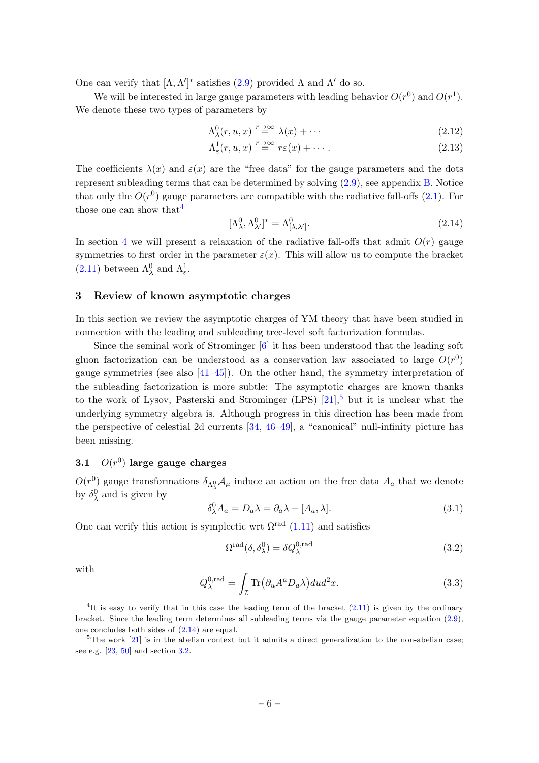One can verify that $[\Lambda, \Lambda']^*$ satisfies (2.9) provided $\Lambda$ and $\Lambda'$ do so.

We will be interested in large gauge parameters with leading behavior $O(r^0)$ and $O(r^1)$. We denote these two types of parameters by

$$\Lambda^0_\lambda(r,u,x) \overset{r\to\infty}{=} \lambda(x) + \cdots \tag{2.12}$$

$$\Lambda^1_\varepsilon(r,u,x) \overset{r\to\infty}{=} r\varepsilon(x) + \cdots . \tag{2.13}$$

The coefficients $\lambda(x)$ and $\varepsilon(x)$ are the "free data" for the gauge parameters and the dots represent subleading terms that can be determined by solving (2.9), see appendix B. Notice that only the $O(r^0)$ gauge parameters are compatible with the radiative fall-offs (2.1). For those one can show that[4]

$$[\Lambda^0_\lambda, \Lambda^0_{\lambda'}]^* = \Lambda^0_{[\lambda,\lambda']}. \tag{2.14}$$

In section 4 we will present a relaxation of the radiative fall-offs that admit $O(r)$ gauge symmetries to first order in the parameter $\varepsilon(x)$. This will allow us to compute the bracket (2.11) between $\Lambda^0_\lambda$ and $\Lambda^1_\varepsilon$.

## 3 Review of known asymptotic charges

In this section we review the asymptotic charges of YM theory that have been studied in connection with the leading and subleading tree-level soft factorization formulas.

Since the seminal work of Strominger [6] it has been understood that the leading soft gluon factorization can be understood as a conservation law associated to large $O(r^0)$ gauge symmetries (see also [41–45]). On the other hand, the symmetry interpretation of the subleading factorization is more subtle: The asymptotic charges are known thanks to the work of Lysov, Pasterski and Strominger (LPS) [21],[5] but it is unclear what the underlying symmetry algebra is. Although progress in this direction has been made from the perspective of celestial 2d currents [34, 46–49], a "canonical" null-infinity picture has been missing.

### 3.1 $O(r^0)$ large gauge charges

$O(r^0)$ gauge transformations $\delta_{\Lambda^0_\lambda}\mathcal{A}_\mu$ induce an action on the free data $A_a$ that we denote by $\delta^0_\lambda$ and is given by

$$\delta^0_\lambda A_a = D_a\lambda = \partial_a\lambda + [A_a, \lambda]. \tag{3.1}$$

One can verify this action is symplectic wrt $\Omega^{\rm rad}$ (1.11) and satisfies

$$\Omega^{\rm rad}(\delta, \delta^0_\lambda) = \delta Q^{0,{\rm rad}}_\lambda \tag{3.2}$$

with

$$Q^{0,{\rm rad}}_\lambda = \int_{\mathcal{I}} {\rm Tr}\big(\partial_u A^a D_a\lambda\big) du d^2x. \tag{3.3}$$

---

[4] It is easy to verify that in this case the leading term of the bracket (2.11) is given by the ordinary bracket. Since the leading term determines all subleading terms via the gauge parameter equation (2.9), one concludes both sides of (2.14) are equal.

[5] The work [21] is in the abelian context but it admits a direct generalization to the non-abelian case; see e.g. [23, 50] and section 3.2.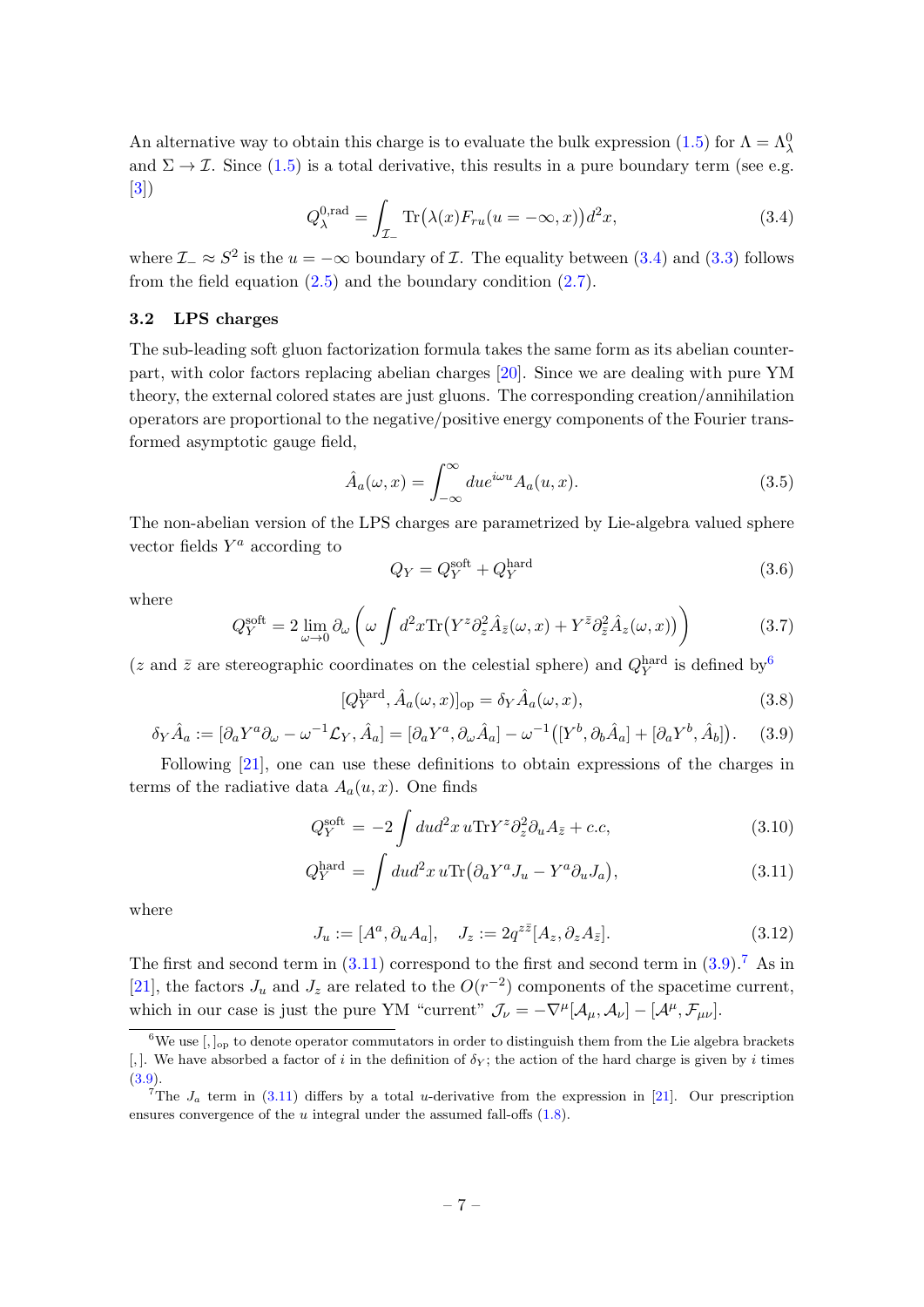An alternative way to obtain this charge is to evaluate the bulk expression (1.5) for $\Lambda = \Lambda^0_\lambda$ and $\Sigma \to \mathcal{I}$. Since (1.5) is a total derivative, this results in a pure boundary term (see e.g. [3])

$$Q^{0,\text{rad}}_\lambda = \int_{\mathcal{I}_-} \text{Tr}\big(\lambda(x) F_{ru}(u=-\infty, x)\big) d^2x, \tag{3.4}$$

where $\mathcal{I}_- \approx S^2$ is the $u = -\infty$ boundary of $\mathcal{I}$. The equality between (3.4) and (3.3) follows from the field equation (2.5) and the boundary condition (2.7).

### 3.2 LPS charges

The sub-leading soft gluon factorization formula takes the same form as its abelian counterpart, with color factors replacing abelian charges [20]. Since we are dealing with pure YM theory, the external colored states are just gluons. The corresponding creation/annihilation operators are proportional to the negative/positive energy components of the Fourier transformed asymptotic gauge field,

$$\hat{A}_a(\omega, x) = \int_{-\infty}^{\infty} du e^{i\omega u} A_a(u, x). \tag{3.5}$$

The non-abelian version of the LPS charges are parametrized by Lie-algebra valued sphere vector fields $Y^a$ according to

$$Q_Y = Q^{\text{soft}}_Y + Q^{\text{hard}}_Y \tag{3.6}$$

where

$$Q^{\text{soft}}_Y = 2 \lim_{\omega \to 0} \partial_\omega \left( \omega \int d^2x \text{Tr}\big(Y^z \partial_z^2 \hat{A}_{\bar{z}}(\omega, x) + Y^{\bar{z}} \partial_{\bar{z}}^2 \hat{A}_z(\omega, x)\big) \right) \tag{3.7}$$

($z$ and $\bar{z}$ are stereographic coordinates on the celestial sphere) and $Q^{\text{hard}}_Y$ is defined by[6]

$$[Q^{\text{hard}}_Y, \hat{A}_a(\omega, x)]_{\text{op}} = \delta_Y \hat{A}_a(\omega, x), \tag{3.8}$$

$$\delta_Y \hat{A}_a := [\partial_a Y^a \partial_\omega - \omega^{-1} \mathcal{L}_Y, \hat{A}_a] = [\partial_a Y^a, \partial_\omega \hat{A}_a] - \omega^{-1}\big([Y^b, \partial_b \hat{A}_a] + [\partial_a Y^b, \hat{A}_b]\big). \tag{3.9}$$

Following [21], one can use these definitions to obtain expressions of the charges in terms of the radiative data $A_a(u, x)$. One finds

$$Q^{\text{soft}}_Y = -2 \int du d^2x \, u \text{Tr} Y^z \partial_z^2 \partial_u A_{\bar{z}} + c.c, \tag{3.10}$$

$$Q^{\text{hard}}_Y = \int du d^2x \, u \text{Tr}\big(\partial_a Y^a J_u - Y^a \partial_u J_a\big), \tag{3.11}$$

where

$$J_u := [A^a, \partial_u A_a], \quad J_z := 2q^{z\bar{z}}[A_z, \partial_z A_{\bar{z}}]. \tag{3.12}$$

The first and second term in (3.11) correspond to the first and second term in (3.9).[7] As in [21], the factors $J_u$ and $J_z$ are related to the $O(r^{-2})$ components of the spacetime current, which in our case is just the pure YM "current" $\mathcal{J}_\nu = -\nabla^\mu [\mathcal{A}_\mu, \mathcal{A}_\nu] - [\mathcal{A}^\mu, \mathcal{F}_{\mu\nu}]$.

---

[6] We use $[,]_{\text{op}}$ to denote operator commutators in order to distinguish them from the Lie algebra brackets $[,]$. We have absorbed a factor of $i$ in the definition of $\delta_Y$; the action of the hard charge is given by $i$ times (3.9).

[7] The $J_a$ term in (3.11) differs by a total $u$-derivative from the expression in [21]. Our prescription ensures convergence of the $u$ integral under the assumed fall-offs (1.8).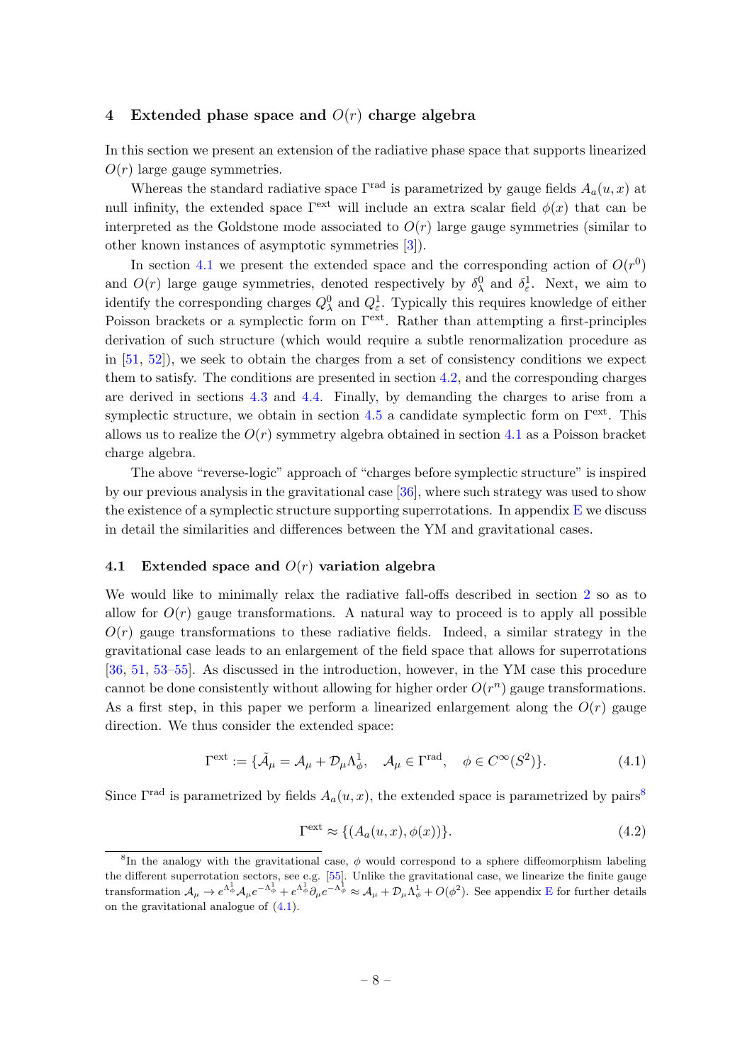## 4 Extended phase space and $O(r)$ charge algebra

In this section we present an extension of the radiative phase space that supports linearized $O(r)$ large gauge symmetries.

Whereas the standard radiative space $\Gamma^{\rm rad}$ is parametrized by gauge fields $A_a(u,x)$ at null infinity, the extended space $\Gamma^{\rm ext}$ will include an extra scalar field $\phi(x)$ that can be interpreted as the Goldstone mode associated to $O(r)$ large gauge symmetries (similar to other known instances of asymptotic symmetries [3]).

In section 4.1 we present the extended space and the corresponding action of $O(r^0)$ and $O(r)$ large gauge symmetries, denoted respectively by $\delta^0_\lambda$ and $\delta^1_\varepsilon$. Next, we aim to identify the corresponding charges $Q^0_\lambda$ and $Q^1_\varepsilon$. Typically this requires knowledge of either Poisson brackets or a symplectic form on $\Gamma^{\rm ext}$. Rather than attempting a first-principles derivation of such structure (which would require a subtle renormalization procedure as in [51, 52]), we seek to obtain the charges from a set of consistency conditions we expect them to satisfy. The conditions are presented in section 4.2, and the corresponding charges are derived in sections 4.3 and 4.4. Finally, by demanding the charges to arise from a symplectic structure, we obtain in section 4.5 a candidate symplectic form on $\Gamma^{\rm ext}$. This allows us to realize the $O(r)$ symmetry algebra obtained in section 4.1 as a Poisson bracket charge algebra.

The above "reverse-logic" approach of "charges before symplectic structure" is inspired by our previous analysis in the gravitational case [36], where such strategy was used to show the existence of a symplectic structure supporting superrotations. In appendix E we discuss in detail the similarities and differences between the YM and gravitational cases.

### 4.1 Extended space and $O(r)$ variation algebra

We would like to minimally relax the radiative fall-offs described in section 2 so as to allow for $O(r)$ gauge transformations. A natural way to proceed is to apply all possible $O(r)$ gauge transformations to these radiative fields. Indeed, a similar strategy in the gravitational case leads to an enlargement of the field space that allows for superrotations [36, 51, 53–55]. As discussed in the introduction, however, in the YM case this procedure cannot be done consistently without allowing for higher order $O(r^n)$ gauge transformations. As a first step, in this paper we perform a linearized enlargement along the $O(r)$ gauge direction. We thus consider the extended space:

$$\Gamma^{\rm ext} := \{\tilde{\mathcal{A}}_\mu = \mathcal{A}_\mu + \mathcal{D}_\mu \Lambda^1_\phi, \quad \mathcal{A}_\mu \in \Gamma^{\rm rad}, \quad \phi \in C^\infty(S^2)\}. \tag{4.1}$$

Since $\Gamma^{\rm rad}$ is parametrized by fields $A_a(u,x)$, the extended space is parametrized by pairs[8]

$$\Gamma^{\rm ext} \approx \{(A_a(u,x), \phi(x))\}. \tag{4.2}$$

[8]In the analogy with the gravitational case, $\phi$ would correspond to a sphere diffeomorphism labeling the different superrotation sectors, see e.g. [55]. Unlike the gravitational case, we linearize the finite gauge transformation $\mathcal{A}_\mu \to e^{\Lambda^1_\phi}\mathcal{A}_\mu e^{-\Lambda^1_\phi} + e^{\Lambda^1_\phi}\partial_\mu e^{-\Lambda^1_\phi} \approx \mathcal{A}_\mu + \mathcal{D}_\mu \Lambda^1_\phi + O(\phi^2)$. See appendix E for further details on the gravitational analogue of (4.1).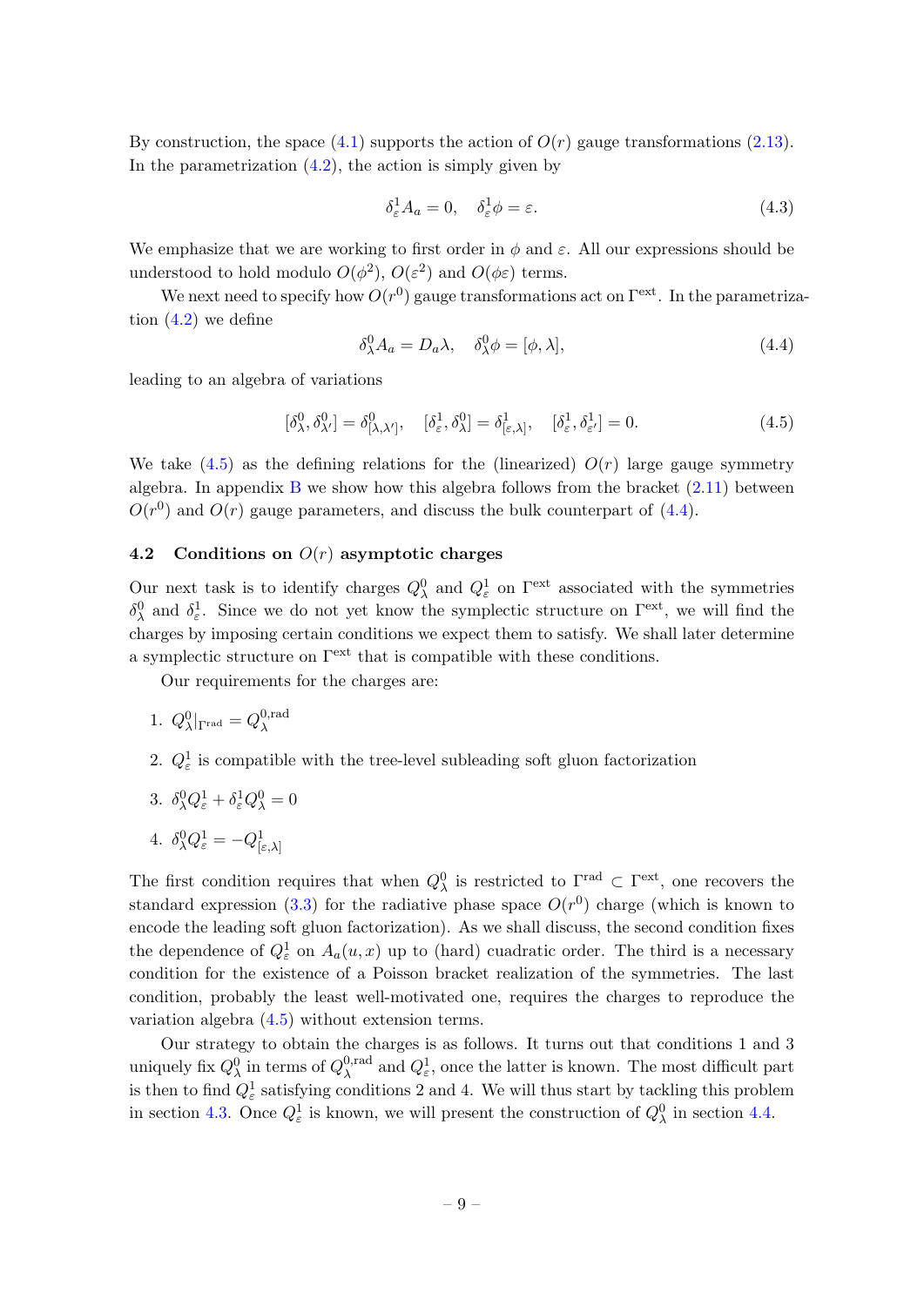By construction, the space (4.1) supports the action of $O(r)$ gauge transformations (2.13). In the parametrization (4.2), the action is simply given by

$$\delta^1_\varepsilon A_a = 0, \quad \delta^1_\varepsilon \phi = \varepsilon. \tag{4.3}$$

We emphasize that we are working to first order in $\phi$ and $\varepsilon$. All our expressions should be understood to hold modulo $O(\phi^2)$, $O(\varepsilon^2)$ and $O(\phi\varepsilon)$ terms.

We next need to specify how $O(r^0)$ gauge transformations act on $\Gamma^{\text{ext}}$. In the parametrization (4.2) we define

$$\delta^0_\lambda A_a = D_a \lambda, \quad \delta^0_\lambda \phi = [\phi, \lambda], \tag{4.4}$$

leading to an algebra of variations

$$[\delta^0_\lambda, \delta^0_{\lambda'}] = \delta^0_{[\lambda,\lambda']}, \quad [\delta^1_\varepsilon, \delta^0_\lambda] = \delta^1_{[\varepsilon,\lambda]}, \quad [\delta^1_\varepsilon, \delta^1_{\varepsilon'}] = 0. \tag{4.5}$$

We take (4.5) as the defining relations for the (linearized) $O(r)$ large gauge symmetry algebra. In appendix B we show how this algebra follows from the bracket (2.11) between $O(r^0)$ and $O(r)$ gauge parameters, and discuss the bulk counterpart of (4.4).

### 4.2 Conditions on $O(r)$ asymptotic charges

Our next task is to identify charges $Q^0_\lambda$ and $Q^1_\varepsilon$ on $\Gamma^{\text{ext}}$ associated with the symmetries $\delta^0_\lambda$ and $\delta^1_\varepsilon$. Since we do not yet know the symplectic structure on $\Gamma^{\text{ext}}$, we will find the charges by imposing certain conditions we expect them to satisfy. We shall later determine a symplectic structure on $\Gamma^{\text{ext}}$ that is compatible with these conditions.

Our requirements for the charges are:

1. $Q^0_\lambda|_{\Gamma^{\text{rad}}} = Q^{0,\text{rad}}_\lambda$
2. $Q^1_\varepsilon$ is compatible with the tree-level subleading soft gluon factorization
3. $\delta^0_\lambda Q^1_\varepsilon + \delta^1_\varepsilon Q^0_\lambda = 0$
4. $\delta^0_\lambda Q^1_\varepsilon = -Q^1_{[\varepsilon,\lambda]}$

The first condition requires that when $Q^0_\lambda$ is restricted to $\Gamma^{\text{rad}} \subset \Gamma^{\text{ext}}$, one recovers the standard expression (3.3) for the radiative phase space $O(r^0)$ charge (which is known to encode the leading soft gluon factorization). As we shall discuss, the second condition fixes the dependence of $Q^1_\varepsilon$ on $A_a(u,x)$ up to (hard) cuadratic order. The third is a necessary condition for the existence of a Poisson bracket realization of the symmetries. The last condition, probably the least well-motivated one, requires the charges to reproduce the variation algebra (4.5) without extension terms.

Our strategy to obtain the charges is as follows. It turns out that conditions 1 and 3 uniquely fix $Q^0_\lambda$ in terms of $Q^{0,\text{rad}}_\lambda$ and $Q^1_\varepsilon$, once the latter is known. The most difficult part is then to find $Q^1_\varepsilon$ satisfying conditions 2 and 4. We will thus start by tackling this problem in section 4.3. Once $Q^1_\varepsilon$ is known, we will present the construction of $Q^0_\lambda$ in section 4.4.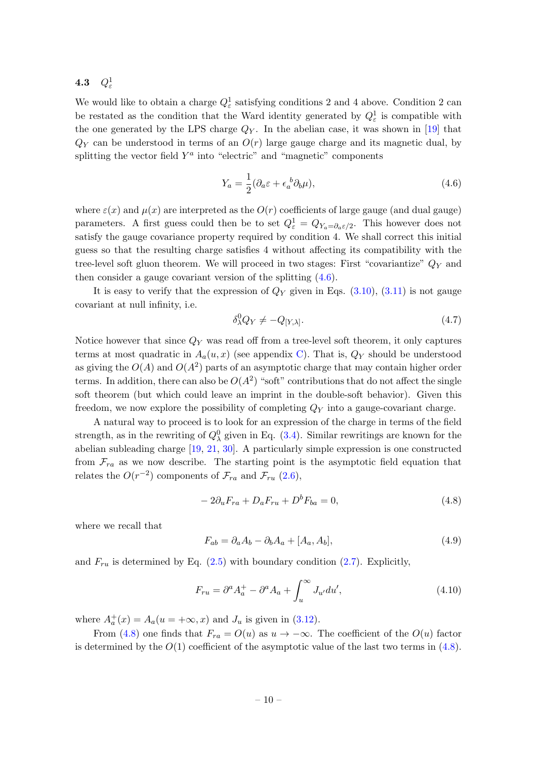### 4.3 $Q^1_\varepsilon$

We would like to obtain a charge $Q^1_\varepsilon$ satisfying conditions 2 and 4 above. Condition 2 can be restated as the condition that the Ward identity generated by $Q^1_\varepsilon$ is compatible with the one generated by the LPS charge $Q_Y$. In the abelian case, it was shown in [19] that $Q_Y$ can be understood in terms of an $O(r)$ large gauge charge and its magnetic dual, by splitting the vector field $Y^a$ into "electric" and "magnetic" components

$$Y_a = \frac{1}{2}(\partial_a \varepsilon + \epsilon_a{}^b \partial_b \mu), \tag{4.6}$$

where $\varepsilon(x)$ and $\mu(x)$ are interpreted as the $O(r)$ coefficients of large gauge (and dual gauge) parameters. A first guess could then be to set $Q^1_\varepsilon = Q_{Y_a = \partial_a \varepsilon/2}$. This however does not satisfy the gauge covariance property required by condition 4. We shall correct this initial guess so that the resulting charge satisfies 4 without affecting its compatibility with the tree-level soft gluon theorem. We will proceed in two stages: First "covariantize" $Q_Y$ and then consider a gauge covariant version of the splitting (4.6).

It is easy to verify that the expression of $Q_Y$ given in Eqs. (3.10), (3.11) is not gauge covariant at null infinity, i.e.

$$\delta^0_\lambda Q_Y \neq -Q_{[Y,\lambda]}. \tag{4.7}$$

Notice however that since $Q_Y$ was read off from a tree-level soft theorem, it only captures terms at most quadratic in $A_a(u,x)$ (see appendix C). That is, $Q_Y$ should be understood as giving the $O(A)$ and $O(A^2)$ parts of an asymptotic charge that may contain higher order terms. In addition, there can also be $O(A^2)$ "soft" contributions that do not affect the single soft theorem (but which could leave an imprint in the double-soft behavior). Given this freedom, we now explore the possibility of completing $Q_Y$ into a gauge-covariant charge.

A natural way to proceed is to look for an expression of the charge in terms of the field strength, as in the rewriting of $Q^0_\lambda$ given in Eq. (3.4). Similar rewritings are known for the abelian subleading charge [19, 21, 30]. A particularly simple expression is one constructed from $\mathcal{F}_{ra}$ as we now describe. The starting point is the asymptotic field equation that relates the $O(r^{-2})$ components of $\mathcal{F}_{ra}$ and $\mathcal{F}_{ru}$ (2.6),

$$-2\partial_u F_{ra} + D_a F_{ru} + D^b F_{ba} = 0, \tag{4.8}$$

where we recall that

$$F_{ab} = \partial_a A_b - \partial_b A_a + [A_a, A_b], \tag{4.9}$$

and $F_{ru}$ is determined by Eq. (2.5) with boundary condition (2.7). Explicitly,

$$F_{ru} = \partial^a A^+_a - \partial^a A_a + \int_u^\infty J_{u'} du', \tag{4.10}$$

where $A^+_a(x) = A_a(u = +\infty, x)$ and $J_u$ is given in (3.12).

From (4.8) one finds that $F_{ra} = O(u)$ as $u \to -\infty$. The coefficient of the $O(u)$ factor is determined by the $O(1)$ coefficient of the asymptotic value of the last two terms in (4.8).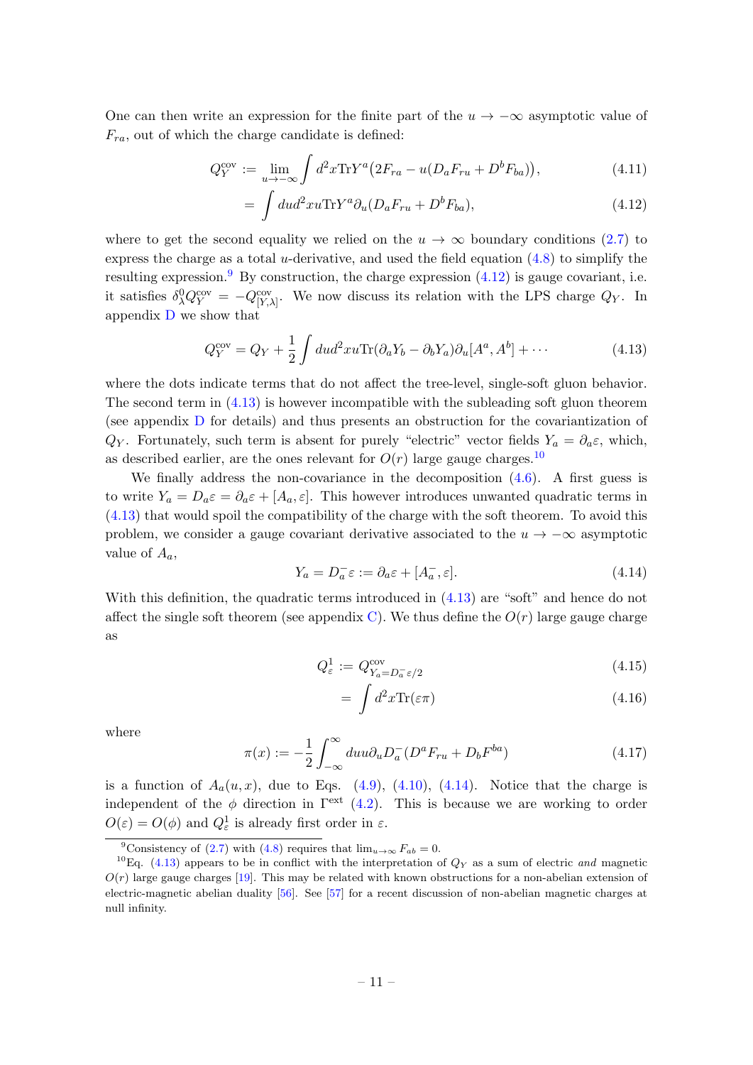One can then write an expression for the finite part of the $u \to -\infty$ asymptotic value of $F_{ra}$, out of which the charge candidate is defined:

$$
Q_Y^{\rm cov} := \lim_{u\to-\infty} \int d^2x \mathrm{Tr} Y^a \big(2F_{ra} - u(D_a F_{ru} + D^b F_{ba})\big), \tag{4.11}
$$

$$
= \int du d^2x u \mathrm{Tr} Y^a \partial_u (D_a F_{ru} + D^b F_{ba}), \tag{4.12}
$$

where to get the second equality we relied on the $u \to \infty$ boundary conditions (2.7) to express the charge as a total $u$-derivative, and used the field equation (4.8) to simplify the resulting expression.[9] By construction, the charge expression (4.12) is gauge covariant, i.e. it satisfies $\delta^0_\lambda Q_Y^{\rm cov} = -Q^{\rm cov}_{[Y,\lambda]}$. We now discuss its relation with the LPS charge $Q_Y$. In appendix D we show that

$$
Q_Y^{\rm cov} = Q_Y + \frac{1}{2}\int du d^2x u \mathrm{Tr}(\partial_a Y_b - \partial_b Y_a)\partial_u [A^a, A^b] + \cdots \tag{4.13}
$$

where the dots indicate terms that do not affect the tree-level, single-soft gluon behavior. The second term in (4.13) is however incompatible with the subleading soft gluon theorem (see appendix D for details) and thus presents an obstruction for the covariantization of $Q_Y$. Fortunately, such term is absent for purely "electric" vector fields $Y_a = \partial_a \varepsilon$, which, as described earlier, are the ones relevant for $O(r)$ large gauge charges.[10]

We finally address the non-covariance in the decomposition (4.6). A first guess is to write $Y_a = D_a \varepsilon = \partial_a \varepsilon + [A_a, \varepsilon]$. This however introduces unwanted quadratic terms in (4.13) that would spoil the compatibility of the charge with the soft theorem. To avoid this problem, we consider a gauge covariant derivative associated to the $u \to -\infty$ asymptotic value of $A_a$,

$$
Y_a = D^-_a \varepsilon := \partial_a \varepsilon + [A^-_a, \varepsilon]. \tag{4.14}
$$

With this definition, the quadratic terms introduced in (4.13) are "soft" and hence do not affect the single soft theorem (see appendix C). We thus define the $O(r)$ large gauge charge as

$$
Q^1_\varepsilon := Q^{\rm cov}_{Y_a = D^-_a \varepsilon/2} \tag{4.15}
$$

$$
= \int d^2x \mathrm{Tr}(\varepsilon \pi) \tag{4.16}
$$

where

$$
\pi(x) := -\frac{1}{2}\int_{-\infty}^{\infty} du u \partial_u D^-_a (D^a F_{ru} + D_b F^{ba}) \tag{4.17}
$$

is a function of $A_a(u,x)$, due to Eqs. (4.9), (4.10), (4.14). Notice that the charge is independent of the $\phi$ direction in $\Gamma^{\rm ext}$ (4.2). This is because we are working to order $O(\varepsilon) = O(\phi)$ and $Q^1_\varepsilon$ is already first order in $\varepsilon$.

[9] Consistency of (2.7) with (4.8) requires that $\lim_{u\to\infty} F_{ab} = 0$.

[10] Eq. (4.13) appears to be in conflict with the interpretation of $Q_Y$ as a sum of electric *and* magnetic $O(r)$ large gauge charges [19]. This may be related with known obstructions for a non-abelian extension of electric-magnetic abelian duality [56]. See [57] for a recent discussion of non-abelian magnetic charges at null infinity.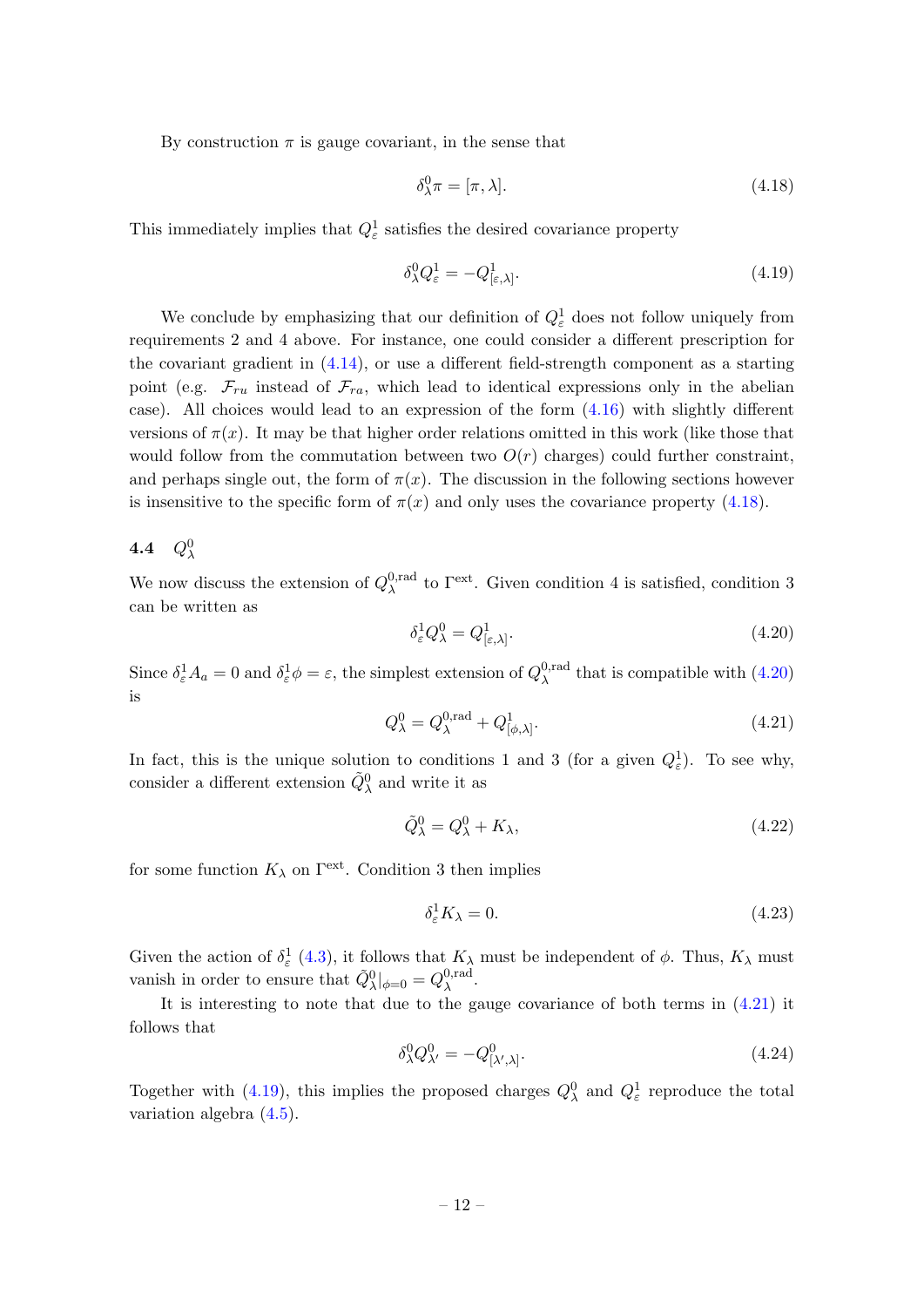By construction $\pi$ is gauge covariant, in the sense that

$$\delta^0_\lambda \pi = [\pi, \lambda]. \tag{4.18}$$

This immediately implies that $Q^1_\varepsilon$ satisfies the desired covariance property

$$\delta^0_\lambda Q^1_\varepsilon = -Q^1_{[\varepsilon,\lambda]}. \tag{4.19}$$

We conclude by emphasizing that our definition of $Q^1_\varepsilon$ does not follow uniquely from requirements 2 and 4 above. For instance, one could consider a different prescription for the covariant gradient in (4.14), or use a different field-strength component as a starting point (e.g. $\mathcal{F}_{ru}$ instead of $\mathcal{F}_{ra}$, which lead to identical expressions only in the abelian case). All choices would lead to an expression of the form (4.16) with slightly different versions of $\pi(x)$. It may be that higher order relations omitted in this work (like those that would follow from the commutation between two $O(r)$ charges) could further constraint, and perhaps single out, the form of $\pi(x)$. The discussion in the following sections however is insensitive to the specific form of $\pi(x)$ and only uses the covariance property (4.18).

### 4.4 $Q^0_\lambda$

We now discuss the extension of $Q^{0,\text{rad}}_\lambda$ to $\Gamma^{\text{ext}}$. Given condition 4 is satisfied, condition 3 can be written as

$$\delta^1_\varepsilon Q^0_\lambda = Q^1_{[\varepsilon,\lambda]}. \tag{4.20}$$

Since $\delta^1_\varepsilon A_a = 0$ and $\delta^1_\varepsilon \phi = \varepsilon$, the simplest extension of $Q^{0,\text{rad}}_\lambda$ that is compatible with (4.20) is

$$Q^0_\lambda = Q^{0,\text{rad}}_\lambda + Q^1_{[\phi,\lambda]}. \tag{4.21}$$

In fact, this is the unique solution to conditions 1 and 3 (for a given $Q^1_\varepsilon$). To see why, consider a different extension $\tilde{Q}^0_\lambda$ and write it as

$$\tilde{Q}^0_\lambda = Q^0_\lambda + K_\lambda, \tag{4.22}$$

for some function $K_\lambda$ on $\Gamma^{\text{ext}}$. Condition 3 then implies

$$\delta^1_\varepsilon K_\lambda = 0. \tag{4.23}$$

Given the action of $\delta^1_\varepsilon$ (4.3), it follows that $K_\lambda$ must be independent of $\phi$. Thus, $K_\lambda$ must vanish in order to ensure that $\tilde{Q}^0_\lambda|_{\phi=0} = Q^{0,\text{rad}}_\lambda$.

It is interesting to note that due to the gauge covariance of both terms in (4.21) it follows that

$$\delta^0_\lambda Q^0_{\lambda'} = -Q^0_{[\lambda',\lambda]}. \tag{4.24}$$

Together with (4.19), this implies the proposed charges $Q^0_\lambda$ and $Q^1_\varepsilon$ reproduce the total variation algebra (4.5).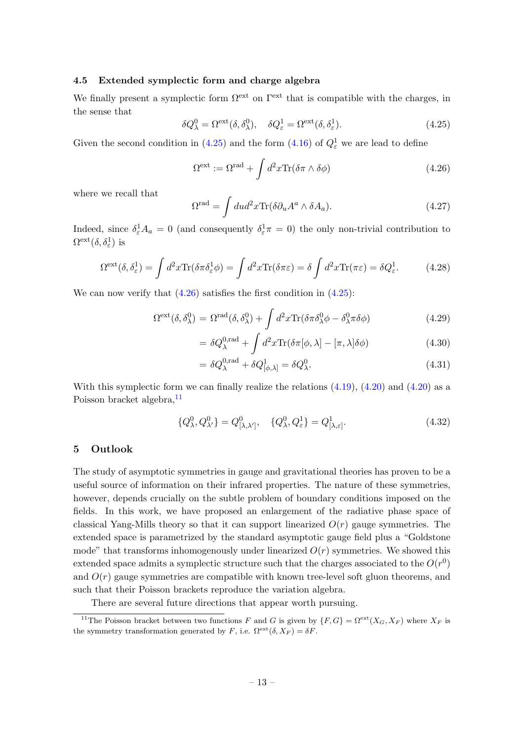### 4.5 Extended symplectic form and charge algebra

We finally present a symplectic form $\Omega^{\rm ext}$ on $\Gamma^{\rm ext}$ that is compatible with the charges, in the sense that

$$\delta Q^0_\lambda = \Omega^{\rm ext}(\delta, \delta^0_\lambda), \quad \delta Q^1_\varepsilon = \Omega^{\rm ext}(\delta, \delta^1_\varepsilon). \tag{4.25}$$

Given the second condition in (4.25) and the form (4.16) of $Q^1_\varepsilon$ we are lead to define

$$\Omega^{\rm ext} := \Omega^{\rm rad} + \int d^2x \text{Tr}(\delta\pi \wedge \delta\phi) \tag{4.26}$$

where we recall that

$$\Omega^{\rm rad} = \int du d^2x \text{Tr}(\delta\partial_u A^a \wedge \delta A_a). \tag{4.27}$$

Indeed, since $\delta^1_\varepsilon A_a = 0$ (and consequently $\delta^1_\varepsilon \pi = 0$) the only non-trivial contribution to $\Omega^{\rm ext}(\delta, \delta^1_\varepsilon)$ is

$$\Omega^{\rm ext}(\delta, \delta^1_\varepsilon) = \int d^2x \text{Tr}(\delta\pi\delta^1_\varepsilon\phi) = \int d^2x \text{Tr}(\delta\pi\varepsilon) = \delta\int d^2x \text{Tr}(\pi\varepsilon) = \delta Q^1_\varepsilon. \tag{4.28}$$

We can now verify that (4.26) satisfies the first condition in (4.25):

$$\Omega^{\rm ext}(\delta, \delta^0_\lambda) = \Omega^{\rm rad}(\delta, \delta^0_\lambda) + \int d^2x \text{Tr}(\delta\pi\delta^0_\lambda\phi - \delta^0_\lambda\pi\delta\phi) \tag{4.29}$$

$$= \delta Q^{0,\rm rad}_\lambda + \int d^2x \text{Tr}(\delta\pi[\phi,\lambda] - [\pi,\lambda]\delta\phi) \tag{4.30}$$

$$= \delta Q^{0,\rm rad}_\lambda + \delta Q^1_{[\phi,\lambda]} = \delta Q^0_\lambda. \tag{4.31}$$

With this symplectic form we can finally realize the relations (4.19), (4.20) and (4.20) as a Poisson bracket algebra,[11]

$$\{Q^0_\lambda, Q^0_{\lambda'}\} = Q^0_{[\lambda,\lambda']}, \quad \{Q^0_\lambda, Q^1_\varepsilon\} = Q^1_{[\lambda,\varepsilon]}. \tag{4.32}$$

## 5 Outlook

The study of asymptotic symmetries in gauge and gravitational theories has proven to be a useful source of information on their infrared properties. The nature of these symmetries, however, depends crucially on the subtle problem of boundary conditions imposed on the fields. In this work, we have proposed an enlargement of the radiative phase space of classical Yang-Mills theory so that it can support linearized $O(r)$ gauge symmetries. The extended space is parametrized by the standard asymptotic gauge field plus a "Goldstone mode" that transforms inhomogenously under linearized $O(r)$ symmetries. We showed this extended space admits a symplectic structure such that the charges associated to the $O(r^0)$ and $O(r)$ gauge symmetries are compatible with known tree-level soft gluon theorems, and such that their Poisson brackets reproduce the variation algebra.

There are several future directions that appear worth pursuing.

[11] The Poisson bracket between two functions $F$ and $G$ is given by $\{F, G\} = \Omega^{\rm ext}(X_G, X_F)$ where $X_F$ is the symmetry transformation generated by $F$, i.e. $\Omega^{\rm ext}(\delta, X_F) = \delta F$.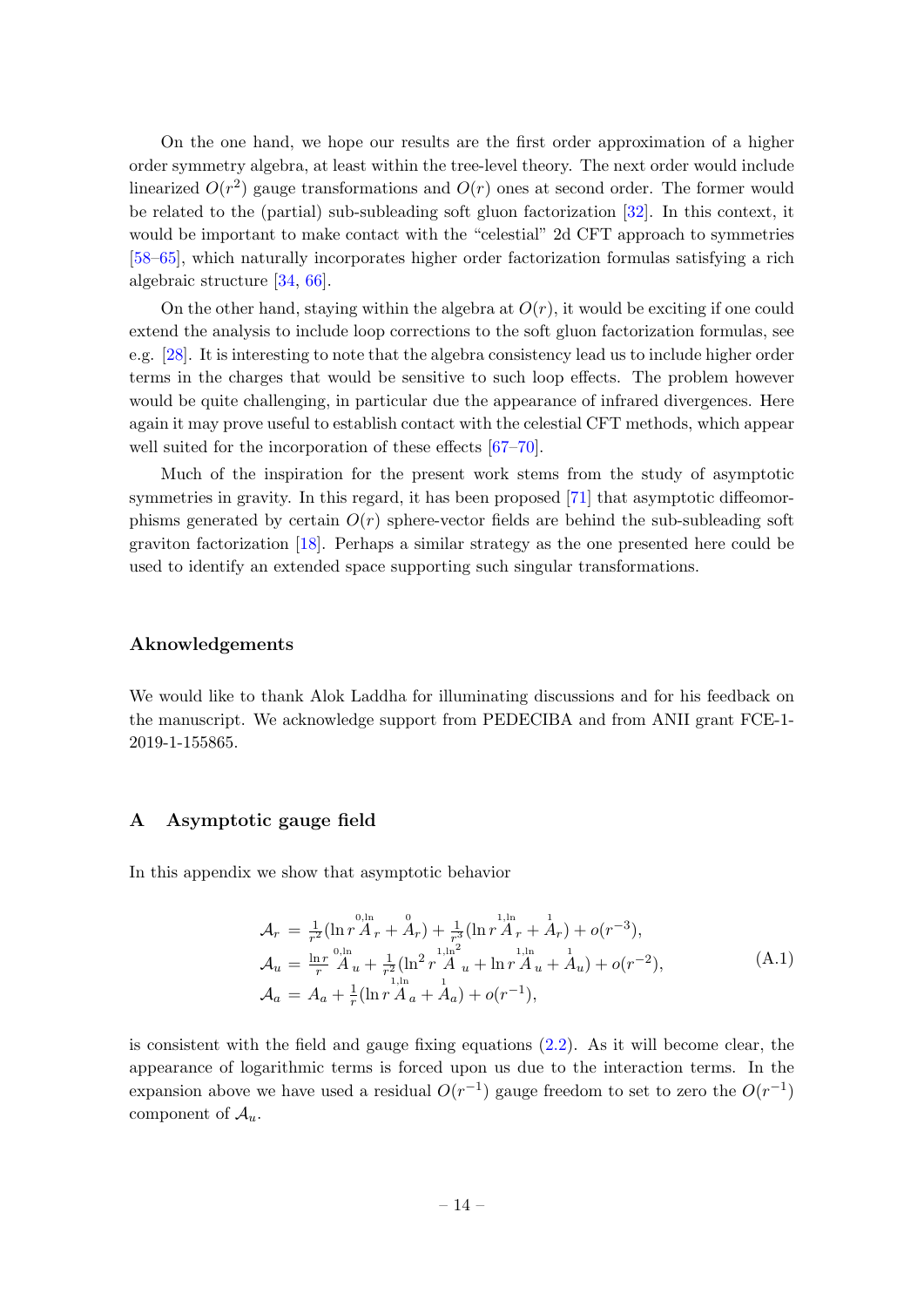On the one hand, we hope our results are the first order approximation of a higher order symmetry algebra, at least within the tree-level theory. The next order would include linearized $O(r^2)$ gauge transformations and $O(r)$ ones at second order. The former would be related to the (partial) sub-subleading soft gluon factorization [32]. In this context, it would be important to make contact with the "celestial" 2d CFT approach to symmetries [58–65], which naturally incorporates higher order factorization formulas satisfying a rich algebraic structure [34, 66].

On the other hand, staying within the algebra at $O(r)$, it would be exciting if one could extend the analysis to include loop corrections to the soft gluon factorization formulas, see e.g. [28]. It is interesting to note that the algebra consistency lead us to include higher order terms in the charges that would be sensitive to such loop effects. The problem however would be quite challenging, in particular due the appearance of infrared divergences. Here again it may prove useful to establish contact with the celestial CFT methods, which appear well suited for the incorporation of these effects [67–70].

Much of the inspiration for the present work stems from the study of asymptotic symmetries in gravity. In this regard, it has been proposed [71] that asymptotic diffeomorphisms generated by certain $O(r)$ sphere-vector fields are behind the sub-subleading soft graviton factorization [18]. Perhaps a similar strategy as the one presented here could be used to identify an extended space supporting such singular transformations.

## Aknowledgements

We would like to thank Alok Laddha for illuminating discussions and for his feedback on the manuscript. We acknowledge support from PEDECIBA and from ANII grant FCE-1-2019-1-155865.

## A Asymptotic gauge field

In this appendix we show that asymptotic behavior

$$
\begin{aligned}
\mathcal{A}_r &= \tfrac{1}{r^2}(\ln r \overset{0,\ln}{A}_r + \overset{0}{A}_r) + \tfrac{1}{r^3}(\ln r \overset{1,\ln}{A}_r + \overset{1}{A}_r) + o(r^{-3}), \\
\mathcal{A}_u &= \tfrac{\ln r}{r} \overset{0,\ln}{A}_u + \tfrac{1}{r^2}(\ln^2 r \overset{1,\ln^2}{A}_u + \ln r \overset{1,\ln}{A}_u + \overset{1}{A}_u) + o(r^{-2}), \\
\mathcal{A}_a &= A_a + \tfrac{1}{r}(\ln r \overset{1,\ln}{A}_a + \overset{1}{A}_a) + o(r^{-1}),
\end{aligned} \tag{A.1}
$$

is consistent with the field and gauge fixing equations (2.2). As it will become clear, the appearance of logarithmic terms is forced upon us due to the interaction terms. In the expansion above we have used a residual $O(r^{-1})$ gauge freedom to set to zero the $O(r^{-1})$ component of $\mathcal{A}_u$.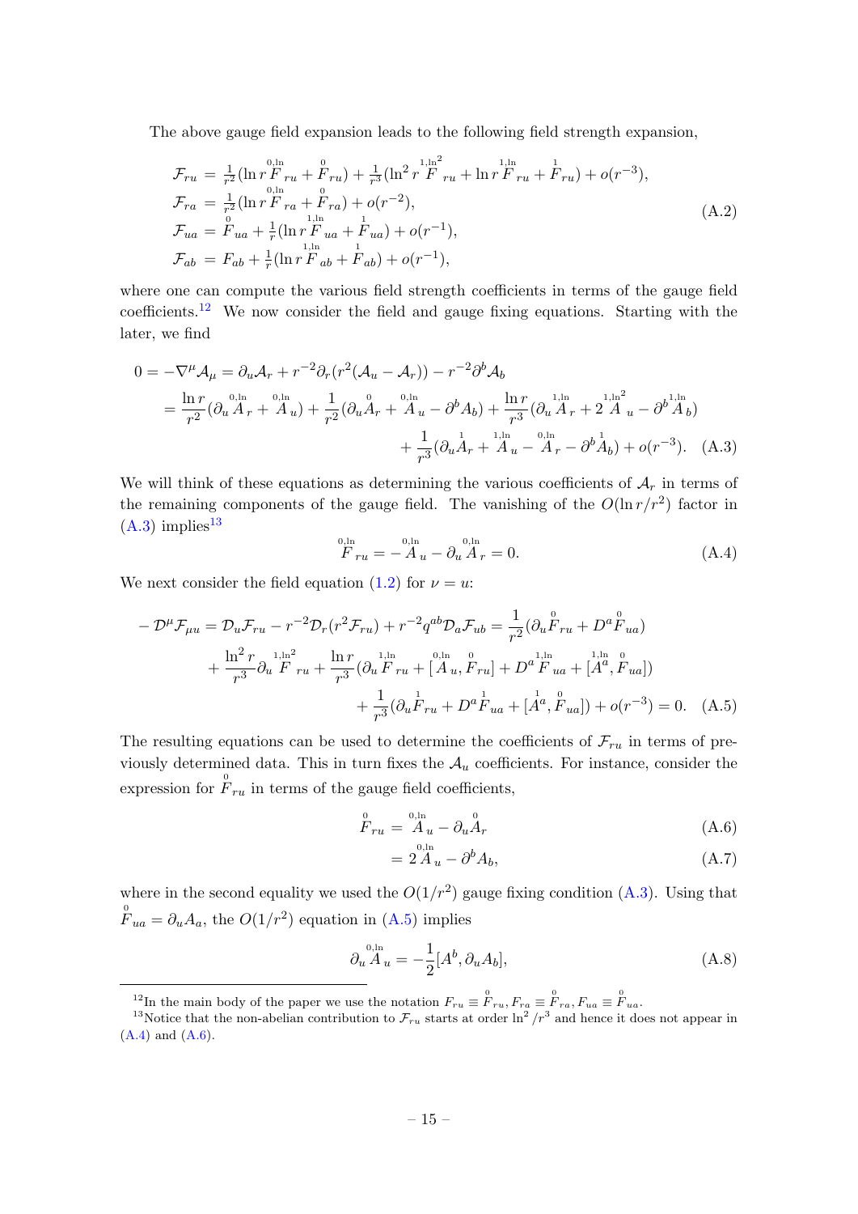The above gauge field expansion leads to the following field strength expansion,

$$
\begin{aligned}
\mathcal{F}_{ru} &= \tfrac{1}{r^2}(\ln r \overset{0,\ln}{F}_{ru} + \overset{0}{F}_{ru}) + \tfrac{1}{r^3}(\ln^2 r \overset{1,\ln^2}{F}_{ru} + \ln r \overset{1,\ln}{F}_{ru} + \overset{1}{F}_{ru}) + o(r^{-3}), \\
\mathcal{F}_{ra} &= \tfrac{1}{r^2}(\ln r \overset{0,\ln}{F}_{ra} + \overset{0}{F}_{ra}) + o(r^{-2}), \\
\mathcal{F}_{ua} &= \overset{0}{F}_{ua} + \tfrac{1}{r}(\ln r \overset{1,\ln}{F}_{ua} + \overset{1}{F}_{ua}) + o(r^{-1}), \\
\mathcal{F}_{ab} &= F_{ab} + \tfrac{1}{r}(\ln r \overset{1,\ln}{F}_{ab} + \overset{1}{F}_{ab}) + o(r^{-1}),
\end{aligned}
\tag{A.2}
$$

where one can compute the various field strength coefficients in terms of the gauge field coefficients.[12] We now consider the field and gauge fixing equations. Starting with the later, we find

$$
\begin{aligned}
0 = -\nabla^\mu \mathcal{A}_\mu &= \partial_u \mathcal{A}_r + r^{-2}\partial_r(r^2(\mathcal{A}_u - \mathcal{A}_r)) - r^{-2}\partial^b \mathcal{A}_b \\
&= \frac{\ln r}{r^2}(\partial_u \overset{0,\ln}{A}_r + \overset{0,\ln}{A}_u) + \frac{1}{r^2}(\partial_u \overset{0}{A}_r + \overset{0,\ln}{A}_u - \partial^b A_b) + \frac{\ln r}{r^3}(\partial_u \overset{1,\ln}{A}_r + 2\overset{1,\ln^2}{A}_u - \partial^b \overset{1,\ln}{A}_b) \\
&\qquad + \frac{1}{r^3}(\partial_u \overset{1}{A}_r + \overset{1,\ln}{A}_u - \overset{0,\ln}{A}_r - \partial^b \overset{1}{A}_b) + o(r^{-3}).
\end{aligned}
\tag{A.3}
$$

We will think of these equations as determining the various coefficients of $\mathcal{A}_r$ in terms of the remaining components of the gauge field. The vanishing of the $O(\ln r/r^2)$ factor in (A.3) implies[13]

$$
\overset{0,\ln}{F}_{ru} = -\overset{0,\ln}{A}_u - \partial_u \overset{0,\ln}{A}_r = 0. \tag{A.4}
$$

We next consider the field equation (1.2) for $\nu = u$:

$$
\begin{aligned}
-\mathcal{D}^\mu \mathcal{F}_{\mu u} &= \mathcal{D}_u \mathcal{F}_{ru} - r^{-2}\mathcal{D}_r(r^2 \mathcal{F}_{ru}) + r^{-2} q^{ab}\mathcal{D}_a \mathcal{F}_{ub} = \frac{1}{r^2}(\partial_u \overset{0}{F}_{ru} + D^a \overset{0}{F}_{ua}) \\
&\quad + \frac{\ln^2 r}{r^3}\partial_u \overset{1,\ln^2}{F}_{ru} + \frac{\ln r}{r^3}(\partial_u \overset{1,\ln}{F}_{ru} + [\overset{0,\ln}{A}_u, \overset{0}{F}_{ru}] + D^a \overset{1,\ln}{F}_{ua} + [\overset{1,\ln}{A^a}, \overset{0}{F}_{ua}]) \\
&\quad + \frac{1}{r^3}(\partial_u \overset{1}{F}_{ru} + D^a \overset{1}{F}_{ua} + [\overset{1}{A^a}, \overset{0}{F}_{ua}]) + o(r^{-3}) = 0.
\end{aligned}
\tag{A.5}
$$

The resulting equations can be used to determine the coefficients of $\mathcal{F}_{ru}$ in terms of previously determined data. This in turn fixes the $\mathcal{A}_u$ coefficients. For instance, consider the expression for $\overset{0}{F}_{ru}$ in terms of the gauge field coefficients,

$$
\begin{aligned}
\overset{0}{F}_{ru} &= \overset{0,\ln}{A}_u - \partial_u \overset{0}{A}_r & \text{(A.6)} \\
&= 2\overset{0,\ln}{A}_u - \partial^b A_b, & \text{(A.7)}
\end{aligned}
$$

where in the second equality we used the $O(1/r^2)$ gauge fixing condition (A.3). Using that $\overset{0}{F}_{ua} = \partial_u A_a$, the $O(1/r^2)$ equation in (A.5) implies

$$
\partial_u \overset{0,\ln}{A}_u = -\frac{1}{2}[A^b, \partial_u A_b], \tag{A.8}
$$

[12] In the main body of the paper we use the notation $F_{ru} \equiv \overset{0}{F}_{ru}, F_{ra} \equiv \overset{0}{F}_{ra}, F_{ua} \equiv \overset{0}{F}_{ua}$.

[13] Notice that the non-abelian contribution to $\mathcal{F}_{ru}$ starts at order $\ln^2/r^3$ and hence it does not appear in (A.4) and (A.6).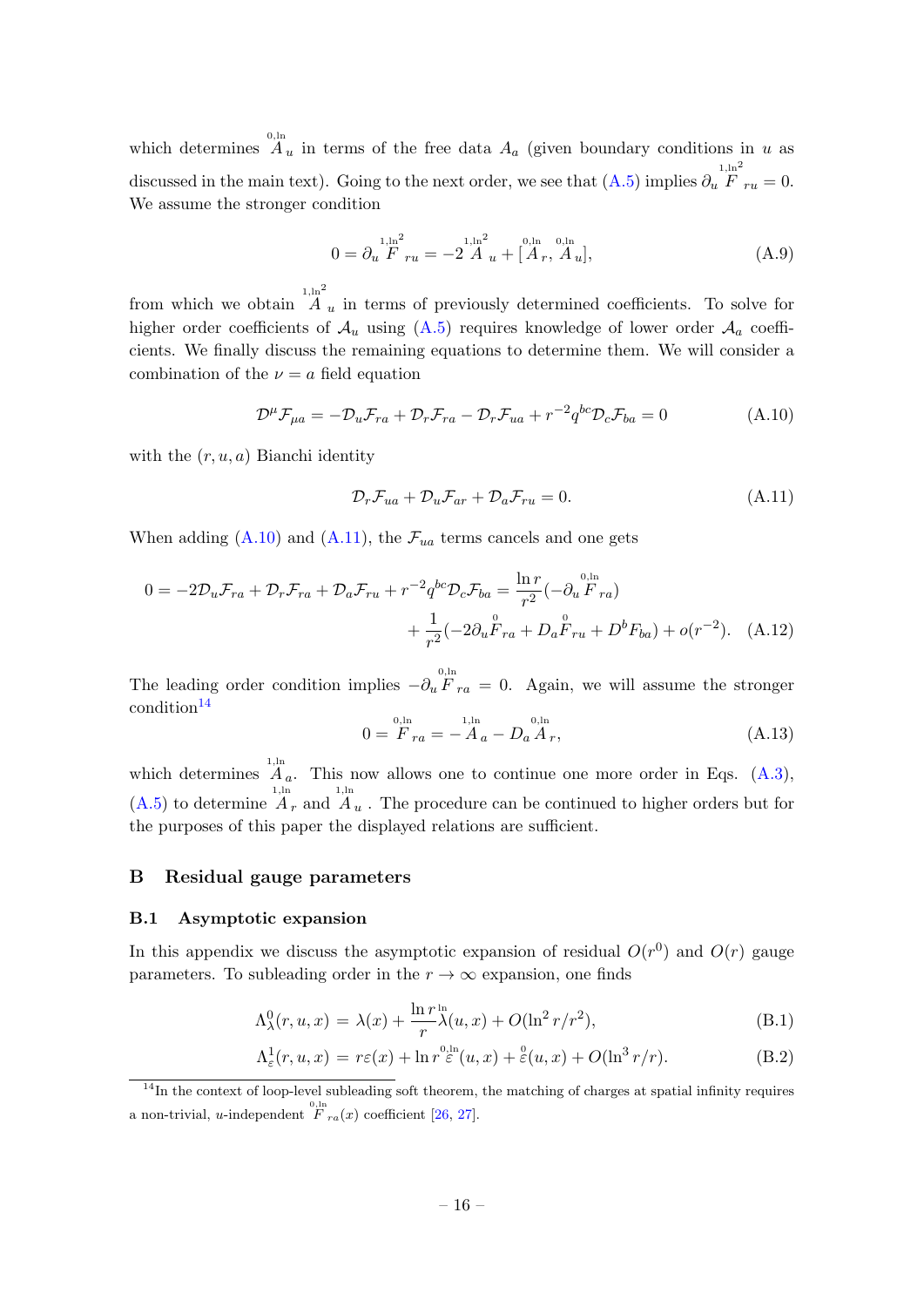which determines $\overset{0,\ln}{A}_u$ in terms of the free data $A_a$ (given boundary conditions in $u$ as discussed in the main text). Going to the next order, we see that (A.5) implies $\partial_u \overset{1,\ln^2}{F}_{ru} = 0$. We assume the stronger condition

$$0 = \partial_u \overset{1,\ln^2}{F}_{ru} = -2\overset{1,\ln^2}{A}_u + [\overset{0,\ln}{A}_r, \overset{0,\ln}{A}_u], \tag{A.9}$$

from which we obtain $\overset{1,\ln^2}{A}_u$ in terms of previously determined coefficients. To solve for higher order coefficients of $\mathcal{A}_u$ using (A.5) requires knowledge of lower order $\mathcal{A}_a$ coefficients. We finally discuss the remaining equations to determine them. We will consider a combination of the $\nu = a$ field equation

$$\mathcal{D}^\mu \mathcal{F}_{\mu a} = -\mathcal{D}_u \mathcal{F}_{ra} + \mathcal{D}_r \mathcal{F}_{ra} - \mathcal{D}_r \mathcal{F}_{ua} + r^{-2} q^{bc} \mathcal{D}_c \mathcal{F}_{ba} = 0 \tag{A.10}$$

with the $(r, u, a)$ Bianchi identity

$$\mathcal{D}_r \mathcal{F}_{ua} + \mathcal{D}_u \mathcal{F}_{ar} + \mathcal{D}_a \mathcal{F}_{ru} = 0. \tag{A.11}$$

When adding (A.10) and (A.11), the $\mathcal{F}_{ua}$ terms cancels and one gets

$$\begin{aligned}0 = -2\mathcal{D}_u \mathcal{F}_{ra} + \mathcal{D}_r \mathcal{F}_{ra} + \mathcal{D}_a \mathcal{F}_{ru} + r^{-2} q^{bc} \mathcal{D}_c \mathcal{F}_{ba} &= \frac{\ln r}{r^2}(-\partial_u \overset{0,\ln}{F}_{ra}) \\ &+ \frac{1}{r^2}(-2\partial_u \overset{0}{F}_{ra} + D_a \overset{0}{F}_{ru} + D^b F_{ba}) + o(r^{-2}).\end{aligned} \tag{A.12}$$

The leading order condition implies $-\partial_u \overset{0,\ln}{F}_{ra} = 0$. Again, we will assume the stronger condition[14]

$$0 = \overset{0,\ln}{F}_{ra} = -\overset{1,\ln}{A}_a - D_a \overset{0,\ln}{A}_r, \tag{A.13}$$

which determines $\overset{1,\ln}{A}_a$. This now allows one to continue one more order in Eqs. (A.3), (A.5) to determine $\overset{1,\ln}{A}_r$ and $\overset{1,\ln}{A}_u$. The procedure can be continued to higher orders but for the purposes of this paper the displayed relations are sufficient.

## B Residual gauge parameters

### B.1 Asymptotic expansion

In this appendix we discuss the asymptotic expansion of residual $O(r^0)$ and $O(r)$ gauge parameters. To subleading order in the $r \to \infty$ expansion, one finds

$$\Lambda^0_\lambda(r, u, x) = \lambda(x) + \frac{\ln r}{r}\overset{\ln}{\lambda}(u, x) + O(\ln^2 r/r^2), \tag{B.1}$$

$$\Lambda^1_\varepsilon(r, u, x) = r\varepsilon(x) + \ln r \,\overset{0,\ln}{\varepsilon}(u, x) + \overset{0}{\varepsilon}(u, x) + O(\ln^3 r/r). \tag{B.2}$$

[14] In the context of loop-level subleading soft theorem, the matching of charges at spatial infinity requires a non-trivial, $u$-independent $\overset{0,\ln}{F}_{ra}(x)$ coefficient [26, 27].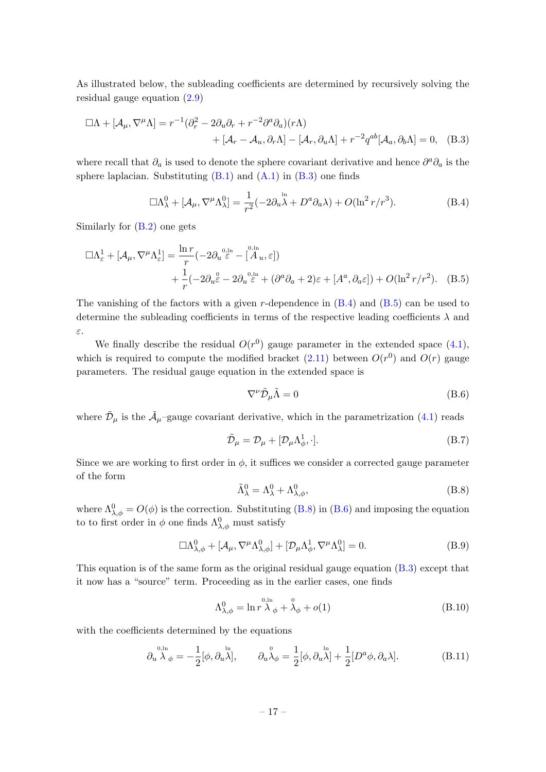As illustrated below, the subleading coefficients are determined by recursively solving the residual gauge equation (2.9)

$$\Box\Lambda + [\mathcal{A}_\mu, \nabla^\mu \Lambda] = r^{-1}(\partial_r^2 - 2\partial_u\partial_r + r^{-2}\partial^a\partial_a)(r\Lambda) \\ + [\mathcal{A}_r - \mathcal{A}_u, \partial_r\Lambda] - [\mathcal{A}_r, \partial_u\Lambda] + r^{-2}q^{ab}[\mathcal{A}_a, \partial_b\Lambda] = 0, \quad \text{(B.3)}$$

where recall that $\partial_a$ is used to denote the sphere covariant derivative and hence $\partial^a\partial_a$ is the sphere laplacian. Substituting (B.1) and (A.1) in (B.3) one finds

$$\Box\Lambda^0_\lambda + [\mathcal{A}_\mu, \nabla^\mu\Lambda^0_\lambda] = \frac{1}{r^2}(-2\partial_u \overset{\ln}{\lambda} + D^a\partial_a\lambda) + O(\ln^2 r/r^3). \quad \text{(B.4)}$$

Similarly for (B.2) one gets

$$\Box\Lambda^1_\varepsilon + [\mathcal{A}_\mu, \nabla^\mu\Lambda^1_\varepsilon] = \frac{\ln r}{r}(-2\partial_u \overset{0,\ln}{\varepsilon} - [\overset{0,\ln}{A}_u, \varepsilon]) \\ + \frac{1}{r}(-2\partial_u\overset{0}{\varepsilon} - 2\partial_u \overset{0,\ln}{\varepsilon} + (\partial^a\partial_a + 2)\varepsilon + [A^a, \partial_a\varepsilon]) + O(\ln^2 r/r^2). \quad \text{(B.5)}$$

The vanishing of the factors with a given $r$-dependence in (B.4) and (B.5) can be used to determine the subleading coefficients in terms of the respective leading coefficients $\lambda$ and $\varepsilon$.

We finally describe the residual $O(r^0)$ gauge parameter in the extended space (4.1), which is required to compute the modified bracket (2.11) between $O(r^0)$ and $O(r)$ gauge parameters. The residual gauge equation in the extended space is

$$\nabla^\nu\tilde{\mathcal{D}}_\mu\tilde{\Lambda} = 0 \quad \text{(B.6)}$$

where $\tilde{\mathcal{D}}_\mu$ is the $\tilde{\mathcal{A}}_\mu$–gauge covariant derivative, which in the parametrization (4.1) reads

$$\tilde{\mathcal{D}}_\mu = \mathcal{D}_\mu + [\mathcal{D}_\mu\Lambda^1_\phi, \cdot]. \quad \text{(B.7)}$$

Since we are working to first order in $\phi$, it suffices we consider a corrected gauge parameter of the form

$$\tilde{\Lambda}^0_\lambda = \Lambda^0_\lambda + \Lambda^0_{\lambda,\phi}, \quad \text{(B.8)}$$

where $\Lambda^0_{\lambda,\phi} = O(\phi)$ is the correction. Substituting (B.8) in (B.6) and imposing the equation to to first order in $\phi$ one finds $\Lambda^0_{\lambda,\phi}$ must satisfy

$$\Box\Lambda^0_{\lambda,\phi} + [\mathcal{A}_\mu, \nabla^\mu\Lambda^0_{\lambda,\phi}] + [\mathcal{D}_\mu\Lambda^1_\phi, \nabla^\mu\Lambda^0_\lambda] = 0. \quad \text{(B.9)}$$

This equation is of the same form as the original residual gauge equation (B.3) except that it now has a "source" term. Proceeding as in the earlier cases, one finds

$$\Lambda^0_{\lambda,\phi} = \ln r \overset{0,\ln}{\lambda}_\phi + \overset{0}{\lambda}_\phi + o(1) \quad \text{(B.10)}$$

with the coefficients determined by the equations

$$\partial_u \overset{0,\ln}{\lambda}_\phi = -\frac{1}{2}[\phi, \partial_u\overset{\ln}{\lambda}], \qquad \partial_u\overset{0}{\lambda}_\phi = \frac{1}{2}[\phi, \partial_u\overset{\ln}{\lambda}] + \frac{1}{2}[D^a\phi, \partial_a\lambda]. \quad \text{(B.11)}$$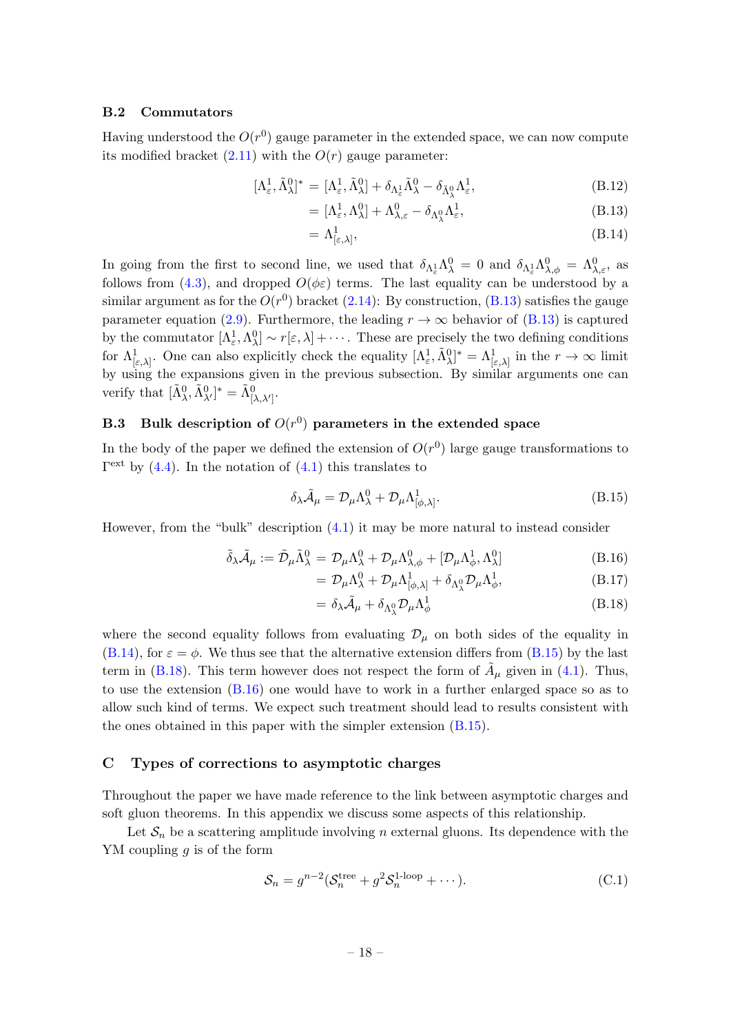### B.2 Commutators

Having understood the $O(r^0)$ gauge parameter in the extended space, we can now compute its modified bracket (2.11) with the $O(r)$ gauge parameter:

$$[\Lambda^1_\varepsilon, \tilde{\Lambda}^0_\lambda]^* = [\Lambda^1_\varepsilon, \tilde{\Lambda}^0_\lambda] + \delta_{\Lambda^1_\varepsilon}\tilde{\Lambda}^0_\lambda - \delta_{\tilde{\Lambda}^0_\lambda}\Lambda^1_\varepsilon, \tag{B.12}$$

$$= [\Lambda^1_\varepsilon, \Lambda^0_\lambda] + \Lambda^0_{\lambda,\varepsilon} - \delta_{\Lambda^0_\lambda}\Lambda^1_\varepsilon, \tag{B.13}$$

$$= \Lambda^1_{[\varepsilon,\lambda]}, \tag{B.14}$$

In going from the first to second line, we used that $\delta_{\Lambda^1_\varepsilon}\Lambda^0_\lambda = 0$ and $\delta_{\Lambda^1_\varepsilon}\Lambda^0_{\lambda,\phi} = \Lambda^0_{\lambda,\varepsilon}$, as follows from (4.3), and dropped $O(\phi\varepsilon)$ terms. The last equality can be understood by a similar argument as for the $O(r^0)$ bracket (2.14): By construction, (B.13) satisfies the gauge parameter equation (2.9). Furthermore, the leading $r \to \infty$ behavior of (B.13) is captured by the commutator $[\Lambda^1_\varepsilon, \Lambda^0_\lambda] \sim r[\varepsilon, \lambda] + \cdots$. These are precisely the two defining conditions for $\Lambda^1_{[\varepsilon,\lambda]}$. One can also explicitly check the equality $[\Lambda^1_\varepsilon, \tilde{\Lambda}^0_\lambda]^* = \Lambda^1_{[\varepsilon,\lambda]}$ in the $r \to \infty$ limit by using the expansions given in the previous subsection. By similar arguments one can verify that $[\tilde{\Lambda}^0_\lambda, \tilde{\Lambda}^0_{\lambda'}]^* = \tilde{\Lambda}^0_{[\lambda,\lambda']}$.

### B.3 Bulk description of $O(r^0)$ parameters in the extended space

In the body of the paper we defined the extension of $O(r^0)$ large gauge transformations to $\Gamma^{\text{ext}}$ by (4.4). In the notation of (4.1) this translates to

$$\delta_\lambda \tilde{\mathcal{A}}_\mu = \mathcal{D}_\mu \Lambda^0_\lambda + \mathcal{D}_\mu \Lambda^1_{[\phi,\lambda]}. \tag{B.15}$$

However, from the "bulk" description (4.1) it may be more natural to instead consider

$$\tilde{\delta}_\lambda \tilde{\mathcal{A}}_\mu := \tilde{\mathcal{D}}_\mu \tilde{\Lambda}^0_\lambda = \mathcal{D}_\mu \Lambda^0_\lambda + \mathcal{D}_\mu \Lambda^0_{\lambda,\phi} + [\mathcal{D}_\mu \Lambda^1_\phi, \Lambda^0_\lambda] \tag{B.16}$$

$$= \mathcal{D}_\mu \Lambda^0_\lambda + \mathcal{D}_\mu \Lambda^1_{[\phi,\lambda]} + \delta_{\Lambda^0_\lambda} \mathcal{D}_\mu \Lambda^1_\phi, \tag{B.17}$$

$$= \delta_\lambda \tilde{\mathcal{A}}_\mu + \delta_{\Lambda^0_\lambda} \mathcal{D}_\mu \Lambda^1_\phi \tag{B.18}$$

where the second equality follows from evaluating $\mathcal{D}_\mu$ on both sides of the equality in (B.14), for $\varepsilon = \phi$. We thus see that the alternative extension differs from (B.15) by the last term in (B.18). This term however does not respect the form of $\tilde{A}_\mu$ given in (4.1). Thus, to use the extension (B.16) one would have to work in a further enlarged space so as to allow such kind of terms. We expect such treatment should lead to results consistent with the ones obtained in this paper with the simpler extension (B.15).

## C Types of corrections to asymptotic charges

Throughout the paper we have made reference to the link between asymptotic charges and soft gluon theorems. In this appendix we discuss some aspects of this relationship.

Let $\mathcal{S}_n$ be a scattering amplitude involving $n$ external gluons. Its dependence with the YM coupling $g$ is of the form

$$\mathcal{S}_n = g^{n-2}(\mathcal{S}^{\text{tree}}_n + g^2 \mathcal{S}^{\text{1-loop}}_n + \cdots). \tag{C.1}$$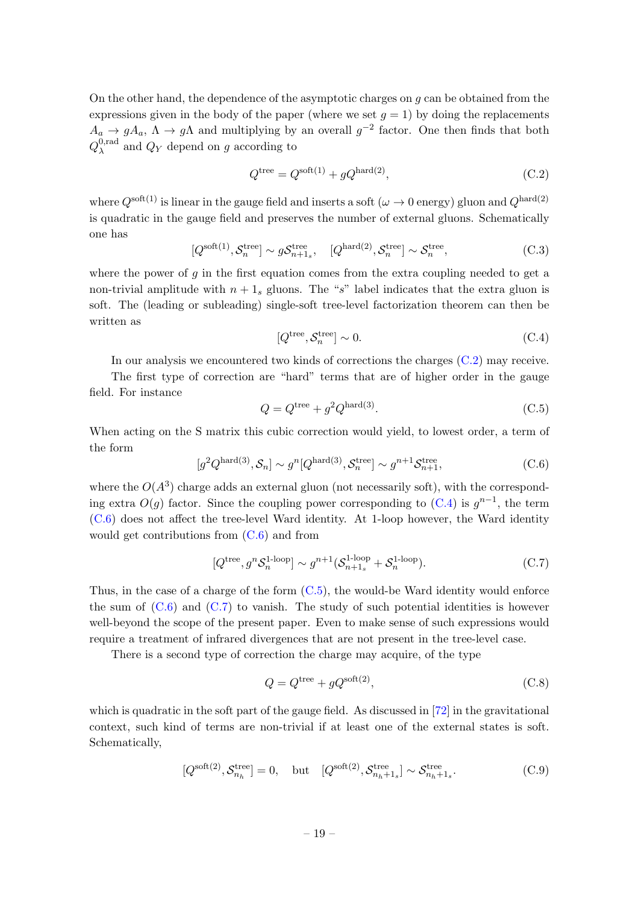On the other hand, the dependence of the asymptotic charges on $g$ can be obtained from the expressions given in the body of the paper (where we set $g = 1$) by doing the replacements $A_a \to gA_a$, $\Lambda \to g\Lambda$ and multiplying by an overall $g^{-2}$ factor. One then finds that both $Q^{0,\mathrm{rad}}_\lambda$ and $Q_Y$ depend on $g$ according to

$$Q^{\mathrm{tree}} = Q^{\mathrm{soft}(1)} + gQ^{\mathrm{hard}(2)}, \tag{C.2}$$

where $Q^{\mathrm{soft}(1)}$ is linear in the gauge field and inserts a soft ($\omega \to 0$ energy) gluon and $Q^{\mathrm{hard}(2)}$ is quadratic in the gauge field and preserves the number of external gluons. Schematically one has

$$[Q^{\mathrm{soft}(1)}, \mathcal{S}^{\mathrm{tree}}_n] \sim g\mathcal{S}^{\mathrm{tree}}_{n+1_s}, \quad [Q^{\mathrm{hard}(2)}, \mathcal{S}^{\mathrm{tree}}_n] \sim \mathcal{S}^{\mathrm{tree}}_n, \tag{C.3}$$

where the power of $g$ in the first equation comes from the extra coupling needed to get a non-trivial amplitude with $n + 1_s$ gluons. The "$s$" label indicates that the extra gluon is soft. The (leading or subleading) single-soft tree-level factorization theorem can then be written as

$$[Q^{\mathrm{tree}}, \mathcal{S}^{\mathrm{tree}}_n] \sim 0. \tag{C.4}$$

In our analysis we encountered two kinds of corrections the charges (C.2) may receive.

The first type of correction are "hard" terms that are of higher order in the gauge field. For instance

$$Q = Q^{\mathrm{tree}} + g^2 Q^{\mathrm{hard}(3)}. \tag{C.5}$$

When acting on the S matrix this cubic correction would yield, to lowest order, a term of the form

$$[g^2 Q^{\mathrm{hard}(3)}, \mathcal{S}_n] \sim g^n [Q^{\mathrm{hard}(3)}, \mathcal{S}^{\mathrm{tree}}_n] \sim g^{n+1}\mathcal{S}^{\mathrm{tree}}_{n+1}, \tag{C.6}$$

where the $O(A^3)$ charge adds an external gluon (not necessarily soft), with the corresponding extra $O(g)$ factor. Since the coupling power corresponding to (C.4) is $g^{n-1}$, the term (C.6) does not affect the tree-level Ward identity. At 1-loop however, the Ward identity would get contributions from (C.6) and from

$$[Q^{\mathrm{tree}}, g^n \mathcal{S}^{\text{1-loop}}_n] \sim g^{n+1}(\mathcal{S}^{\text{1-loop}}_{n+1_s} + \mathcal{S}^{\text{1-loop}}_n). \tag{C.7}$$

Thus, in the case of a charge of the form (C.5), the would-be Ward identity would enforce the sum of (C.6) and (C.7) to vanish. The study of such potential identities is however well-beyond the scope of the present paper. Even to make sense of such expressions would require a treatment of infrared divergences that are not present in the tree-level case.

There is a second type of correction the charge may acquire, of the type

$$Q = Q^{\mathrm{tree}} + gQ^{\mathrm{soft}(2)}, \tag{C.8}$$

which is quadratic in the soft part of the gauge field. As discussed in [72] in the gravitational context, such kind of terms are non-trivial if at least one of the external states is soft. Schematically,

$$[Q^{\mathrm{soft}(2)}, \mathcal{S}^{\mathrm{tree}}_{n_h}] = 0, \quad \text{but} \quad [Q^{\mathrm{soft}(2)}, \mathcal{S}^{\mathrm{tree}}_{n_h+1_s}] \sim \mathcal{S}^{\mathrm{tree}}_{n_h+1_s}. \tag{C.9}$$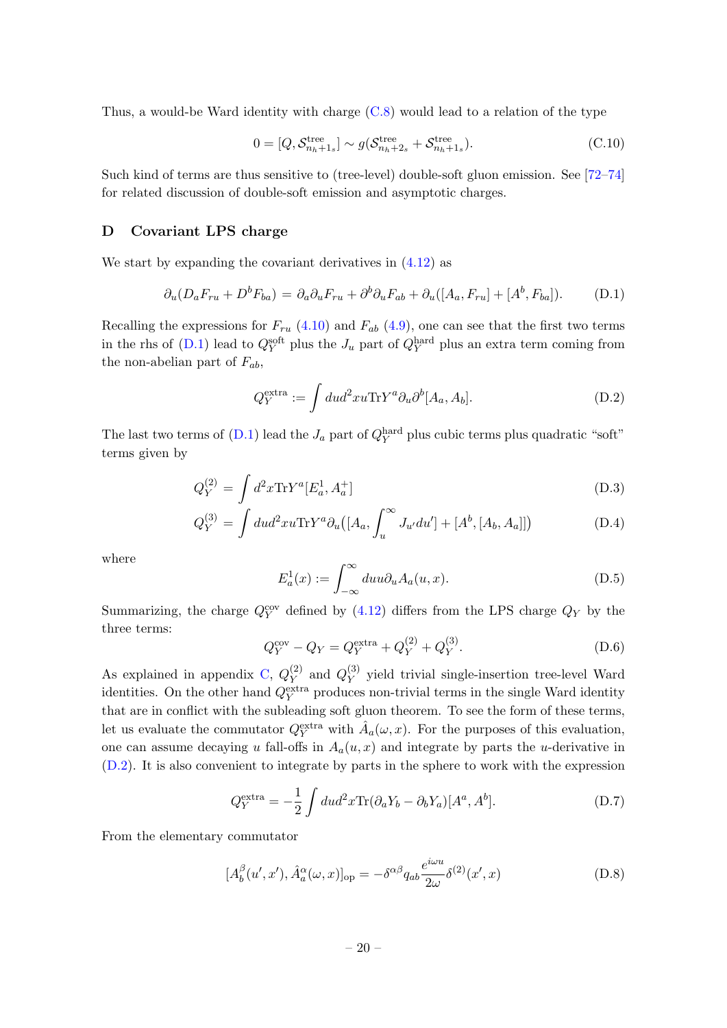Thus, a would-be Ward identity with charge (C.8) would lead to a relation of the type

$$0 = [Q, \mathcal{S}^{\text{tree}}_{n_h+1_s}] \sim g(\mathcal{S}^{\text{tree}}_{n_h+2_s} + \mathcal{S}^{\text{tree}}_{n_h+1_s}). \tag{C.10}$$

Such kind of terms are thus sensitive to (tree-level) double-soft gluon emission. See [72–74] for related discussion of double-soft emission and asymptotic charges.

## D Covariant LPS charge

We start by expanding the covariant derivatives in (4.12) as

$$\partial_u(D_a F_{ru} + D^b F_{ba}) = \partial_a \partial_u F_{ru} + \partial^b \partial_u F_{ab} + \partial_u([A_a, F_{ru}] + [A^b, F_{ba}]). \tag{D.1}$$

Recalling the expressions for $F_{ru}$ (4.10) and $F_{ab}$ (4.9), one can see that the first two terms in the rhs of (D.1) lead to $Q^{\text{soft}}_Y$ plus the $J_u$ part of $Q^{\text{hard}}_Y$ plus an extra term coming from the non-abelian part of $F_{ab}$,

$$Q^{\text{extra}}_Y := \int du d^2x u \text{Tr} Y^a \partial_u \partial^b [A_a, A_b]. \tag{D.2}$$

The last two terms of (D.1) lead the $J_a$ part of $Q^{\text{hard}}_Y$ plus cubic terms plus quadratic "soft" terms given by

$$Q^{(2)}_Y = \int d^2x \text{Tr} Y^a [E^1_a, A^+_a] \tag{D.3}$$

$$Q^{(3)}_Y = \int du d^2x u \text{Tr} Y^a \partial_u \big([A_a, \int_u^\infty J_{u'} du'] + [A^b, [A_b, A_a]]\big) \tag{D.4}$$

where

$$E^1_a(x) := \int_{-\infty}^{\infty} du u \partial_u A_a(u, x). \tag{D.5}$$

Summarizing, the charge $Q^{\text{cov}}_Y$ defined by (4.12) differs from the LPS charge $Q_Y$ by the three terms:

$$Q^{\text{cov}}_Y - Q_Y = Q^{\text{extra}}_Y + Q^{(2)}_Y + Q^{(3)}_Y. \tag{D.6}$$

As explained in appendix C, $Q^{(2)}_Y$ and $Q^{(3)}_Y$ yield trivial single-insertion tree-level Ward identities. On the other hand $Q^{\text{extra}}_Y$ produces non-trivial terms in the single Ward identity that are in conflict with the subleading soft gluon theorem. To see the form of these terms, let us evaluate the commutator $Q^{\text{extra}}_Y$ with $\hat{A}_a(\omega, x)$. For the purposes of this evaluation, one can assume decaying $u$ fall-offs in $A_a(u, x)$ and integrate by parts the $u$-derivative in (D.2). It is also convenient to integrate by parts in the sphere to work with the expression

$$Q^{\text{extra}}_Y = -\frac{1}{2} \int du d^2x \text{Tr}(\partial_a Y_b - \partial_b Y_a)[A^a, A^b]. \tag{D.7}$$

From the elementary commutator

$$[A^\beta_b(u', x'), \hat{A}^\alpha_a(\omega, x)]_{\text{op}} = -\delta^{\alpha\beta} q_{ab} \frac{e^{i\omega u}}{2\omega} \delta^{(2)}(x', x) \tag{D.8}$$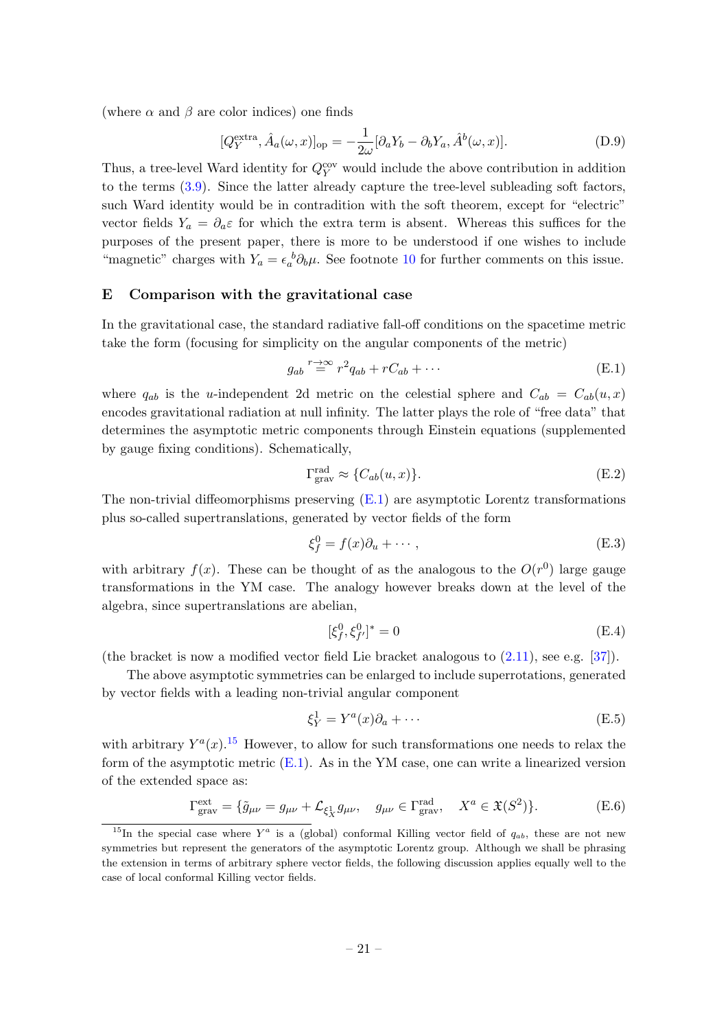(where $\alpha$ and $\beta$ are color indices) one finds

$$[Q_Y^{\text{extra}}, \hat{A}_a(\omega, x)]_{\text{op}} = -\frac{1}{2\omega}[\partial_a Y_b - \partial_b Y_a, \hat{A}^b(\omega, x)]. \tag{D.9}$$

Thus, a tree-level Ward identity for $Q_Y^{\text{cov}}$ would include the above contribution in addition to the terms (3.9). Since the latter already capture the tree-level subleading soft factors, such Ward identity would be in contradition with the soft theorem, except for "electric" vector fields $Y_a = \partial_a \varepsilon$ for which the extra term is absent. Whereas this suffices for the purposes of the present paper, there is more to be understood if one wishes to include "magnetic" charges with $Y_a = \epsilon_a{}^b \partial_b \mu$. See footnote 10 for further comments on this issue.

## E Comparison with the gravitational case

In the gravitational case, the standard radiative fall-off conditions on the spacetime metric take the form (focusing for simplicity on the angular components of the metric)

$$g_{ab} \overset{r\to\infty}{=} r^2 q_{ab} + r C_{ab} + \cdots \tag{E.1}$$

where $q_{ab}$ is the $u$-independent 2d metric on the celestial sphere and $C_{ab} = C_{ab}(u, x)$ encodes gravitational radiation at null infinity. The latter plays the role of "free data" that determines the asymptotic metric components through Einstein equations (supplemented by gauge fixing conditions). Schematically,

$$\Gamma_{\text{grav}}^{\text{rad}} \approx \{C_{ab}(u, x)\}. \tag{E.2}$$

The non-trivial diffeomorphisms preserving (E.1) are asymptotic Lorentz transformations plus so-called supertranslations, generated by vector fields of the form

$$\xi_f^0 = f(x)\partial_u + \cdots, \tag{E.3}$$

with arbitrary $f(x)$. These can be thought of as the analogous to the $O(r^0)$ large gauge transformations in the YM case. The analogy however breaks down at the level of the algebra, since supertranslations are abelian,

$$[\xi_f^0, \xi_{f'}^0]^* = 0 \tag{E.4}$$

(the bracket is now a modified vector field Lie bracket analogous to (2.11), see e.g. [37]).

The above asymptotic symmetries can be enlarged to include superrotations, generated by vector fields with a leading non-trivial angular component

$$\xi_Y^1 = Y^a(x)\partial_a + \cdots \tag{E.5}$$

with arbitrary $Y^a(x)$.[15] However, to allow for such transformations one needs to relax the form of the asymptotic metric (E.1). As in the YM case, one can write a linearized version of the extended space as:

$$\Gamma_{\text{grav}}^{\text{ext}} = \{\tilde{g}_{\mu\nu} = g_{\mu\nu} + \mathcal{L}_{\xi_X^1} g_{\mu\nu}, \quad g_{\mu\nu} \in \Gamma_{\text{grav}}^{\text{rad}}, \quad X^a \in \mathfrak{X}(S^2)\}. \tag{E.6}$$

[15] In the special case where $Y^a$ is a (global) conformal Killing vector field of $q_{ab}$, these are not new symmetries but represent the generators of the asymptotic Lorentz group. Although we shall be phrasing the extension in terms of arbitrary sphere vector fields, the following discussion applies equally well to the case of local conformal Killing vector fields.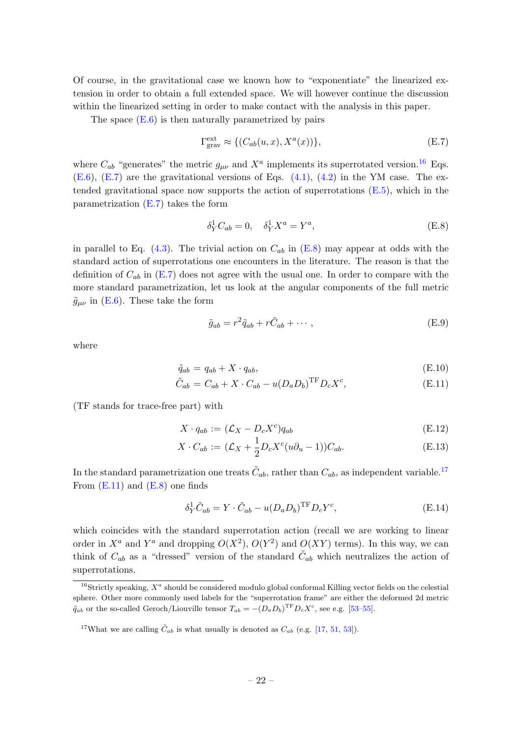Of course, in the gravitational case we known how to "exponentiate" the linearized extension in order to obtain a full extended space. We will however continue the discussion within the linearized setting in order to make contact with the analysis in this paper.

The space (E.6) is then naturally parametrized by pairs

$$\Gamma^{\text{ext}}_{\text{grav}} \approx \{(C_{ab}(u,x), X^a(x))\}, \tag{E.7}$$

where $C_{ab}$ "generates" the metric $g_{\mu\nu}$ and $X^a$ implements its superrotated version.[16] Eqs. (E.6), (E.7) are the gravitational versions of Eqs. (4.1), (4.2) in the YM case. The extended gravitational space now supports the action of superrotations (E.5), which in the parametrization (E.7) takes the form

$$\delta^1_Y C_{ab} = 0, \quad \delta^1_Y X^a = Y^a, \tag{E.8}$$

in parallel to Eq. (4.3). The trivial action on $C_{ab}$ in (E.8) may appear at odds with the standard action of superrotations one encounters in the literature. The reason is that the definition of $C_{ab}$ in (E.7) does not agree with the usual one. In order to compare with the more standard parametrization, let us look at the angular components of the full metric $\tilde{g}_{\mu\nu}$ in (E.6). These take the form

$$\tilde{g}_{ab} = r^2 \tilde{q}_{ab} + r\tilde{C}_{ab} + \cdots, \tag{E.9}$$

where

$$\tilde{q}_{ab} = q_{ab} + X \cdot q_{ab}, \tag{E.10}$$

$$\tilde{C}_{ab} = C_{ab} + X \cdot C_{ab} - u(D_a D_b)^{\text{TF}} D_c X^c, \tag{E.11}$$

(TF stands for trace-free part) with

$$X \cdot q_{ab} := (\mathcal{L}_X - D_c X^c) q_{ab} \tag{E.12}$$

$$X \cdot C_{ab} := (\mathcal{L}_X + \frac{1}{2} D_c X^c (u\partial_u - 1)) C_{ab}. \tag{E.13}$$

In the standard parametrization one treats $\tilde{C}_{ab}$, rather than $C_{ab}$, as independent variable.[17] From (E.11) and (E.8) one finds

$$\delta^1_Y \tilde{C}_{ab} = Y \cdot \tilde{C}_{ab} - u(D_a D_b)^{\text{TF}} D_c Y^c, \tag{E.14}$$

which coincides with the standard superrotation action (recall we are working to linear order in $X^a$ and $Y^a$ and dropping $O(X^2)$, $O(Y^2)$ and $O(XY)$ terms). In this way, we can think of $C_{ab}$ as a "dressed" version of the standard $\tilde{C}_{ab}$ which neutralizes the action of superrotations.

---

[16] Strictly speaking, $X^a$ should be considered modulo global conformal Killing vector fields on the celestial sphere. Other more commonly used labels for the "superrotation frame" are either the deformed 2d metric $\tilde{q}_{ab}$ or the so-called Geroch/Liouville tensor $T_{ab} = -(D_a D_b)^{\text{TF}} D_c X^c$, see e.g. [53–55].

[17] What we are calling $\tilde{C}_{ab}$ is what usually is denoted as $C_{ab}$ (e.g. [17, 51, 53]).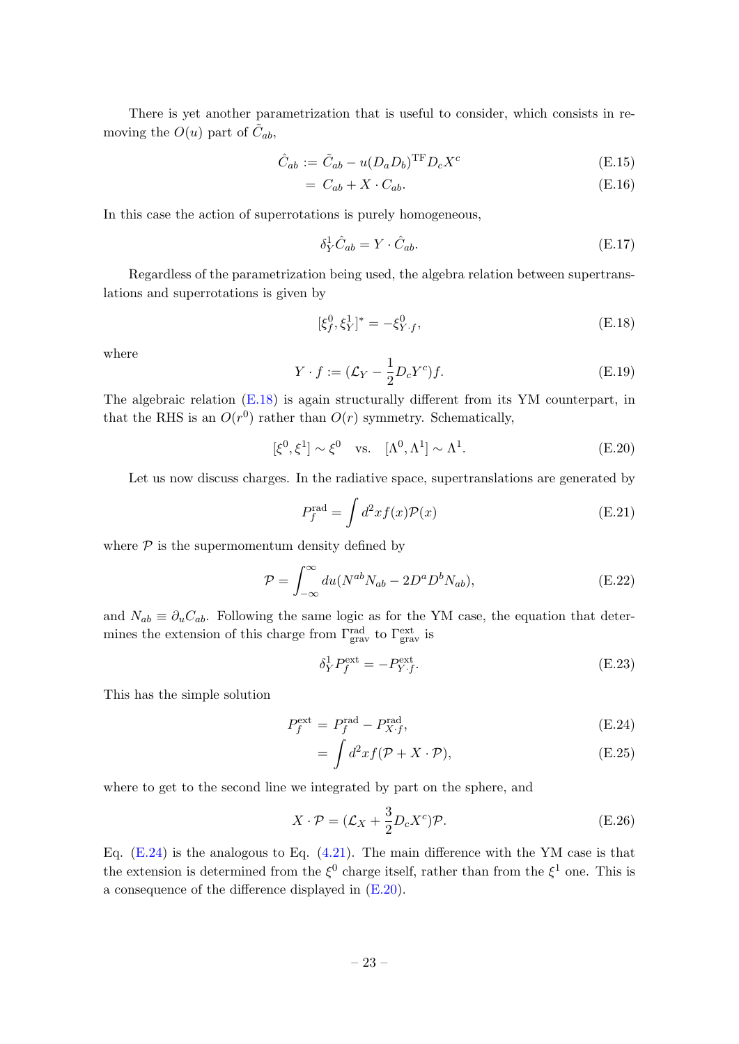There is yet another parametrization that is useful to consider, which consists in removing the $O(u)$ part of $\tilde{C}_{ab}$,

$$
\hat{C}_{ab} := \tilde{C}_{ab} - u(D_a D_b)^{\rm TF} D_c X^c \tag{E.15}
$$

$$
= C_{ab} + X \cdot C_{ab}. \tag{E.16}
$$

In this case the action of superrotations is purely homogeneous,

$$
\delta^1_Y \hat{C}_{ab} = Y \cdot \hat{C}_{ab}. \tag{E.17}
$$

Regardless of the parametrization being used, the algebra relation between supertranslations and superrotations is given by

$$
[\xi^0_f, \xi^1_Y]^* = -\xi^0_{Y\cdot f}, \tag{E.18}
$$

where

$$
Y \cdot f := (\mathcal{L}_Y - \frac{1}{2} D_c Y^c) f. \tag{E.19}
$$

The algebraic relation (E.18) is again structurally different from its YM counterpart, in that the RHS is an $O(r^0)$ rather than $O(r)$ symmetry. Schematically,

$$
[\xi^0, \xi^1] \sim \xi^0 \quad \text{vs.} \quad [\Lambda^0, \Lambda^1] \sim \Lambda^1. \tag{E.20}
$$

Let us now discuss charges. In the radiative space, supertranslations are generated by

$$
P^{\rm rad}_f = \int d^2x f(x) \mathcal{P}(x) \tag{E.21}
$$

where $\mathcal{P}$ is the supermomentum density defined by

$$
\mathcal{P} = \int_{-\infty}^{\infty} du (N^{ab} N_{ab} - 2 D^a D^b N_{ab}), \tag{E.22}
$$

and $N_{ab} \equiv \partial_u C_{ab}$. Following the same logic as for the YM case, the equation that determines the extension of this charge from $\Gamma^{\rm rad}_{\rm grav}$ to $\Gamma^{\rm ext}_{\rm grav}$ is

$$
\delta^1_Y P^{\rm ext}_f = -P^{\rm ext}_{Y\cdot f}. \tag{E.23}
$$

This has the simple solution

$$
P^{\rm ext}_f = P^{\rm rad}_f - P^{\rm rad}_{X\cdot f}, \tag{E.24}
$$

$$
= \int d^2x f(\mathcal{P} + X \cdot \mathcal{P}), \tag{E.25}
$$

where to get to the second line we integrated by part on the sphere, and

$$
X \cdot \mathcal{P} = (\mathcal{L}_X + \frac{3}{2} D_c X^c) \mathcal{P}. \tag{E.26}
$$

Eq. (E.24) is the analogous to Eq. (4.21). The main difference with the YM case is that the extension is determined from the $\xi^0$ charge itself, rather than from the $\xi^1$ one. This is a consequence of the difference displayed in (E.20).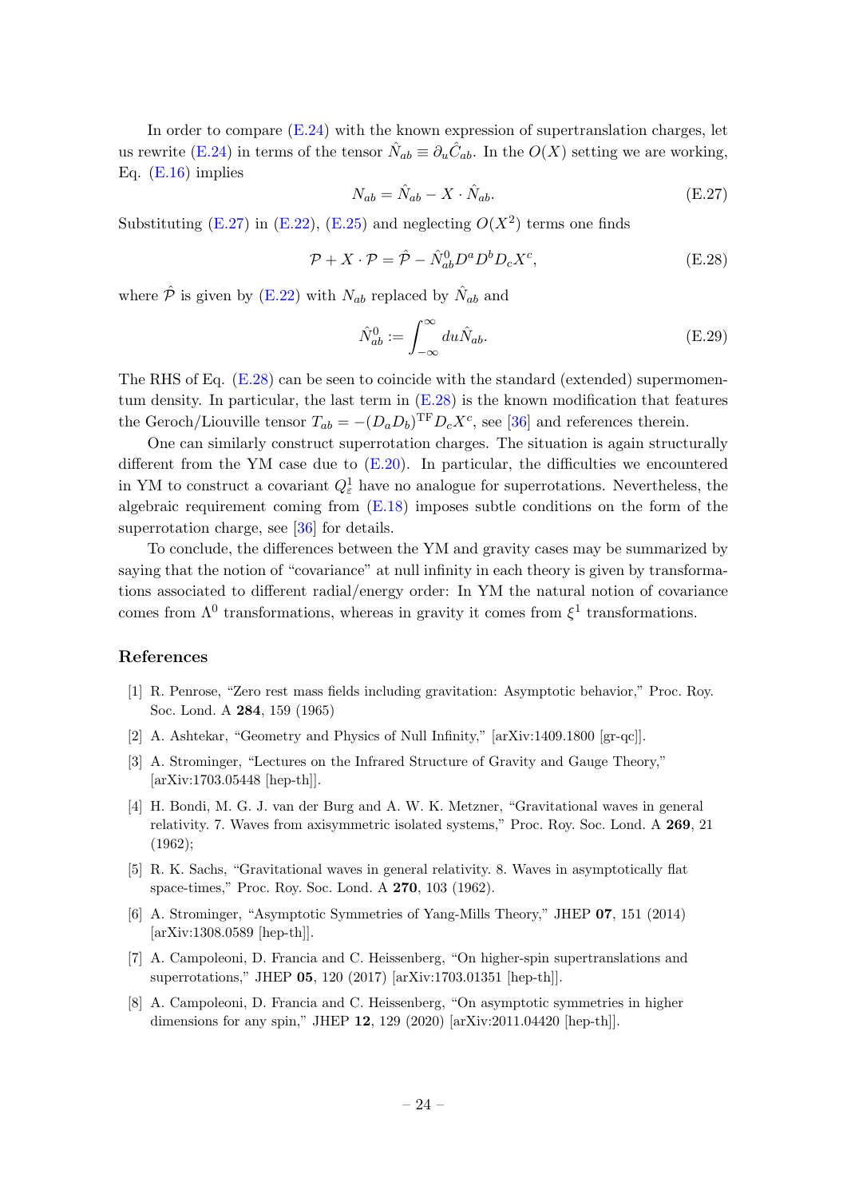In order to compare (E.24) with the known expression of supertranslation charges, let us rewrite (E.24) in terms of the tensor $\hat{N}_{ab} \equiv \partial_u \hat{C}_{ab}$. In the $O(X)$ setting we are working, Eq. (E.16) implies

$$N_{ab} = \hat{N}_{ab} - X \cdot \hat{N}_{ab}. \tag{E.27}$$

Substituting (E.27) in (E.22), (E.25) and neglecting $O(X^2)$ terms one finds

$$\mathcal{P} + X \cdot \mathcal{P} = \hat{\mathcal{P}} - \hat{N}^0_{ab} D^a D^b D_c X^c, \tag{E.28}$$

where $\hat{\mathcal{P}}$ is given by (E.22) with $N_{ab}$ replaced by $\hat{N}_{ab}$ and

$$\hat{N}^0_{ab} := \int_{-\infty}^{\infty} du \hat{N}_{ab}. \tag{E.29}$$

The RHS of Eq. (E.28) can be seen to coincide with the standard (extended) supermomentum density. In particular, the last term in (E.28) is the known modification that features the Geroch/Liouville tensor $T_{ab} = -(D_a D_b)^{\mathrm{TF}} D_c X^c$, see [36] and references therein.

One can similarly construct superrotation charges. The situation is again structurally different from the YM case due to (E.20). In particular, the difficulties we encountered in YM to construct a covariant $Q^1_\varepsilon$ have no analogue for superrotations. Nevertheless, the algebraic requirement coming from (E.18) imposes subtle conditions on the form of the superrotation charge, see [36] for details.

To conclude, the differences between the YM and gravity cases may be summarized by saying that the notion of "covariance" at null infinity in each theory is given by transformations associated to different radial/energy order: In YM the natural notion of covariance comes from $\Lambda^0$ transformations, whereas in gravity it comes from $\xi^1$ transformations.

## References

[1] R. Penrose, "Zero rest mass fields including gravitation: Asymptotic behavior," Proc. Roy. Soc. Lond. A **284**, 159 (1965)

[2] A. Ashtekar, "Geometry and Physics of Null Infinity," [arXiv:1409.1800 [gr-qc]].

[3] A. Strominger, "Lectures on the Infrared Structure of Gravity and Gauge Theory," [arXiv:1703.05448 [hep-th]].

[4] H. Bondi, M. G. J. van der Burg and A. W. K. Metzner, "Gravitational waves in general relativity. 7. Waves from axisymmetric isolated systems," Proc. Roy. Soc. Lond. A **269**, 21 (1962);

[5] R. K. Sachs, "Gravitational waves in general relativity. 8. Waves in asymptotically flat space-times," Proc. Roy. Soc. Lond. A **270**, 103 (1962).

[6] A. Strominger, "Asymptotic Symmetries of Yang-Mills Theory," JHEP **07**, 151 (2014) [arXiv:1308.0589 [hep-th]].

[7] A. Campoleoni, D. Francia and C. Heissenberg, "On higher-spin supertranslations and superrotations," JHEP **05**, 120 (2017) [arXiv:1703.01351 [hep-th]].

[8] A. Campoleoni, D. Francia and C. Heissenberg, "On asymptotic symmetries in higher dimensions for any spin," JHEP **12**, 129 (2020) [arXiv:2011.04420 [hep-th]].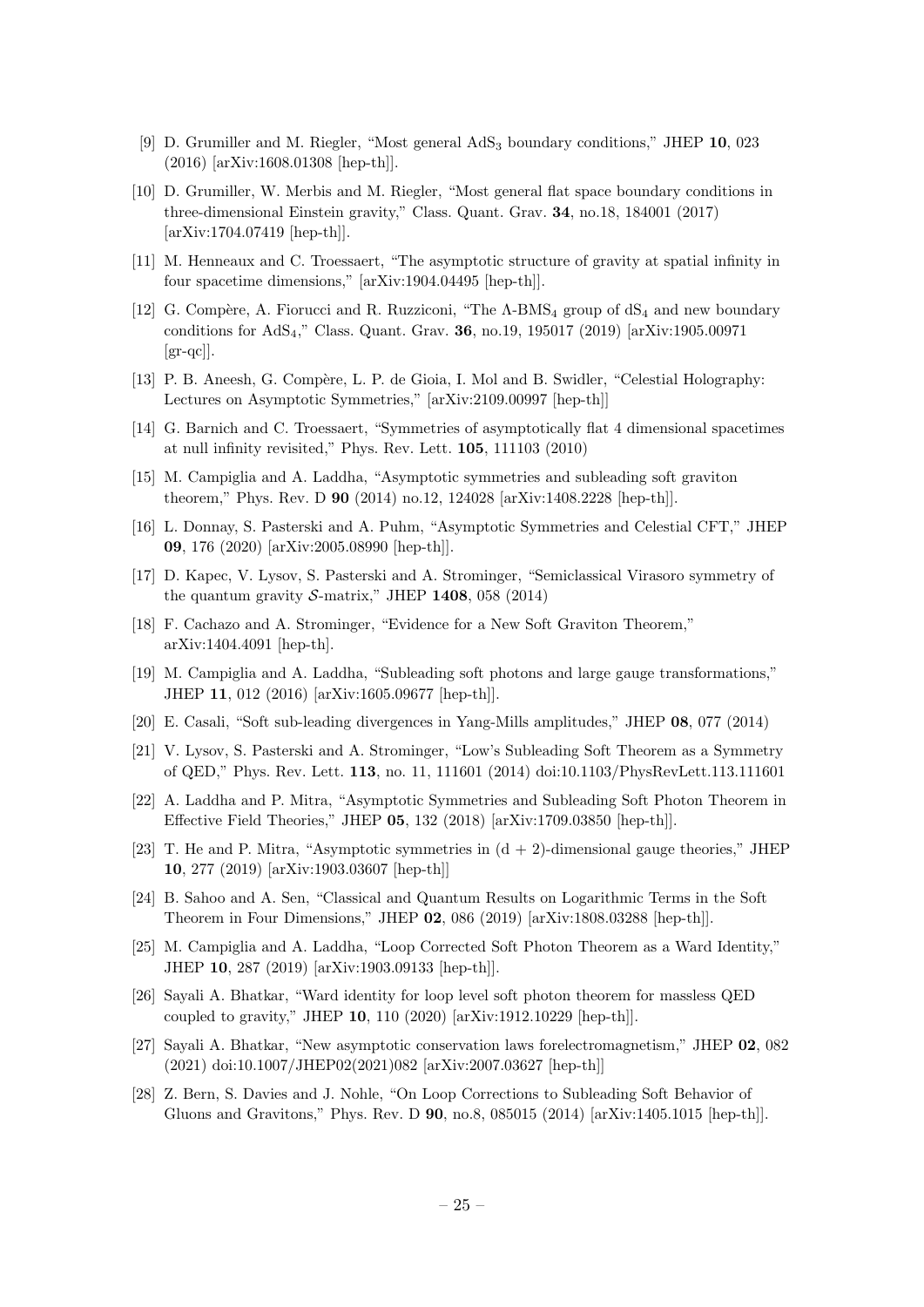[9] D. Grumiller and M. Riegler, "Most general $AdS_3$ boundary conditions," JHEP **10**, 023 (2016) [arXiv:1608.01308 [hep-th]].

[10] D. Grumiller, W. Merbis and M. Riegler, "Most general flat space boundary conditions in three-dimensional Einstein gravity," Class. Quant. Grav. **34**, no.18, 184001 (2017) [arXiv:1704.07419 [hep-th]].

[11] M. Henneaux and C. Troessaert, "The asymptotic structure of gravity at spatial infinity in four spacetime dimensions," [arXiv:1904.04495 [hep-th]].

[12] G. Compère, A. Fiorucci and R. Ruzziconi, "The $\Lambda$-$BMS_4$ group of $dS_4$ and new boundary conditions for $AdS_4$," Class. Quant. Grav. **36**, no.19, 195017 (2019) [arXiv:1905.00971 [gr-qc]].

[13] P. B. Aneesh, G. Compère, L. P. de Gioia, I. Mol and B. Swidler, "Celestial Holography: Lectures on Asymptotic Symmetries," [arXiv:2109.00997 [hep-th]]

[14] G. Barnich and C. Troessaert, "Symmetries of asymptotically flat 4 dimensional spacetimes at null infinity revisited," Phys. Rev. Lett. **105**, 111103 (2010)

[15] M. Campiglia and A. Laddha, "Asymptotic symmetries and subleading soft graviton theorem," Phys. Rev. D **90** (2014) no.12, 124028 [arXiv:1408.2228 [hep-th]].

[16] L. Donnay, S. Pasterski and A. Puhm, "Asymptotic Symmetries and Celestial CFT," JHEP **09**, 176 (2020) [arXiv:2005.08990 [hep-th]].

[17] D. Kapec, V. Lysov, S. Pasterski and A. Strominger, "Semiclassical Virasoro symmetry of the quantum gravity $\mathcal{S}$-matrix," JHEP **1408**, 058 (2014)

[18] F. Cachazo and A. Strominger, "Evidence for a New Soft Graviton Theorem," arXiv:1404.4091 [hep-th].

[19] M. Campiglia and A. Laddha, "Subleading soft photons and large gauge transformations," JHEP **11**, 012 (2016) [arXiv:1605.09677 [hep-th]].

[20] E. Casali, "Soft sub-leading divergences in Yang-Mills amplitudes," JHEP **08**, 077 (2014)

[21] V. Lysov, S. Pasterski and A. Strominger, "Low's Subleading Soft Theorem as a Symmetry of QED," Phys. Rev. Lett. **113**, no. 11, 111601 (2014) doi:10.1103/PhysRevLett.113.111601

[22] A. Laddha and P. Mitra, "Asymptotic Symmetries and Subleading Soft Photon Theorem in Effective Field Theories," JHEP **05**, 132 (2018) [arXiv:1709.03850 [hep-th]].

[23] T. He and P. Mitra, "Asymptotic symmetries in (d + 2)-dimensional gauge theories," JHEP **10**, 277 (2019) [arXiv:1903.03607 [hep-th]]

[24] B. Sahoo and A. Sen, "Classical and Quantum Results on Logarithmic Terms in the Soft Theorem in Four Dimensions," JHEP **02**, 086 (2019) [arXiv:1808.03288 [hep-th]].

[25] M. Campiglia and A. Laddha, "Loop Corrected Soft Photon Theorem as a Ward Identity," JHEP **10**, 287 (2019) [arXiv:1903.09133 [hep-th]].

[26] Sayali A. Bhatkar, "Ward identity for loop level soft photon theorem for massless QED coupled to gravity," JHEP **10**, 110 (2020) [arXiv:1912.10229 [hep-th]].

[27] Sayali A. Bhatkar, "New asymptotic conservation laws forelectromagnetism," JHEP **02**, 082 (2021) doi:10.1007/JHEP02(2021)082 [arXiv:2007.03627 [hep-th]]

[28] Z. Bern, S. Davies and J. Nohle, "On Loop Corrections to Subleading Soft Behavior of Gluons and Gravitons," Phys. Rev. D **90**, no.8, 085015 (2014) [arXiv:1405.1015 [hep-th]].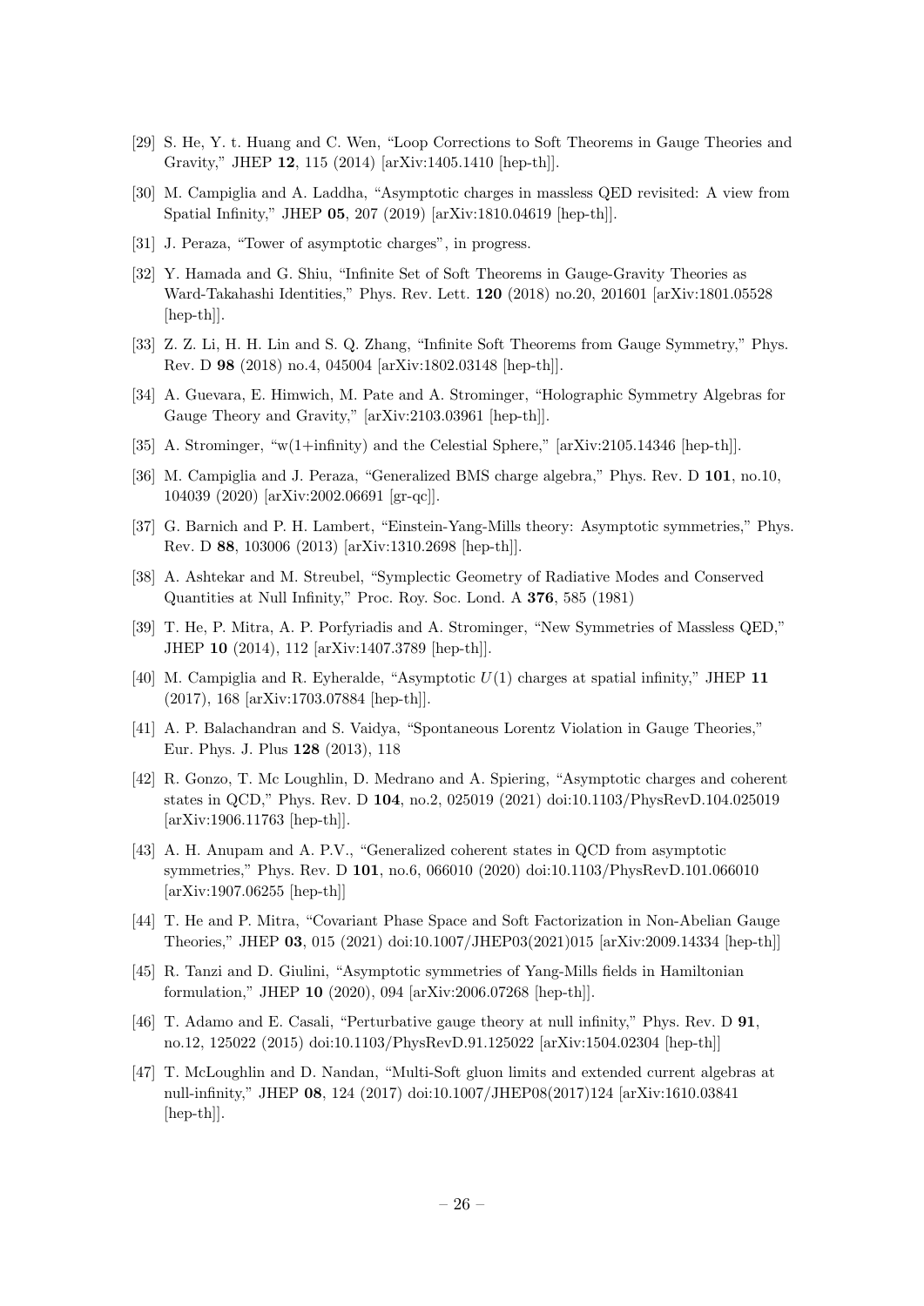[29] S. He, Y. t. Huang and C. Wen, "Loop Corrections to Soft Theorems in Gauge Theories and Gravity," JHEP **12**, 115 (2014) [arXiv:1405.1410 [hep-th]].

[30] M. Campiglia and A. Laddha, "Asymptotic charges in massless QED revisited: A view from Spatial Infinity," JHEP **05**, 207 (2019) [arXiv:1810.04619 [hep-th]].

[31] J. Peraza, "Tower of asymptotic charges", in progress.

[32] Y. Hamada and G. Shiu, "Infinite Set of Soft Theorems in Gauge-Gravity Theories as Ward-Takahashi Identities," Phys. Rev. Lett. **120** (2018) no.20, 201601 [arXiv:1801.05528 [hep-th]].

[33] Z. Z. Li, H. H. Lin and S. Q. Zhang, "Infinite Soft Theorems from Gauge Symmetry," Phys. Rev. D **98** (2018) no.4, 045004 [arXiv:1802.03148 [hep-th]].

[34] A. Guevara, E. Himwich, M. Pate and A. Strominger, "Holographic Symmetry Algebras for Gauge Theory and Gravity," [arXiv:2103.03961 [hep-th]].

[35] A. Strominger, "w(1+infinity) and the Celestial Sphere," [arXiv:2105.14346 [hep-th]].

[36] M. Campiglia and J. Peraza, "Generalized BMS charge algebra," Phys. Rev. D **101**, no.10, 104039 (2020) [arXiv:2002.06691 [gr-qc]].

[37] G. Barnich and P. H. Lambert, "Einstein-Yang-Mills theory: Asymptotic symmetries," Phys. Rev. D **88**, 103006 (2013) [arXiv:1310.2698 [hep-th]].

[38] A. Ashtekar and M. Streubel, "Symplectic Geometry of Radiative Modes and Conserved Quantities at Null Infinity," Proc. Roy. Soc. Lond. A **376**, 585 (1981)

[39] T. He, P. Mitra, A. P. Porfyriadis and A. Strominger, "New Symmetries of Massless QED," JHEP **10** (2014), 112 [arXiv:1407.3789 [hep-th]].

[40] M. Campiglia and R. Eyheralde, "Asymptotic $U(1)$ charges at spatial infinity," JHEP **11** (2017), 168 [arXiv:1703.07884 [hep-th]].

[41] A. P. Balachandran and S. Vaidya, "Spontaneous Lorentz Violation in Gauge Theories," Eur. Phys. J. Plus **128** (2013), 118

[42] R. Gonzo, T. Mc Loughlin, D. Medrano and A. Spiering, "Asymptotic charges and coherent states in QCD," Phys. Rev. D **104**, no.2, 025019 (2021) doi:10.1103/PhysRevD.104.025019 [arXiv:1906.11763 [hep-th]].

[43] A. H. Anupam and A. P.V., "Generalized coherent states in QCD from asymptotic symmetries," Phys. Rev. D **101**, no.6, 066010 (2020) doi:10.1103/PhysRevD.101.066010 [arXiv:1907.06255 [hep-th]]

[44] T. He and P. Mitra, "Covariant Phase Space and Soft Factorization in Non-Abelian Gauge Theories," JHEP **03**, 015 (2021) doi:10.1007/JHEP03(2021)015 [arXiv:2009.14334 [hep-th]]

[45] R. Tanzi and D. Giulini, "Asymptotic symmetries of Yang-Mills fields in Hamiltonian formulation," JHEP **10** (2020), 094 [arXiv:2006.07268 [hep-th]].

[46] T. Adamo and E. Casali, "Perturbative gauge theory at null infinity," Phys. Rev. D **91**, no.12, 125022 (2015) doi:10.1103/PhysRevD.91.125022 [arXiv:1504.02304 [hep-th]]

[47] T. McLoughlin and D. Nandan, "Multi-Soft gluon limits and extended current algebras at null-infinity," JHEP **08**, 124 (2017) doi:10.1007/JHEP08(2017)124 [arXiv:1610.03841 [hep-th]].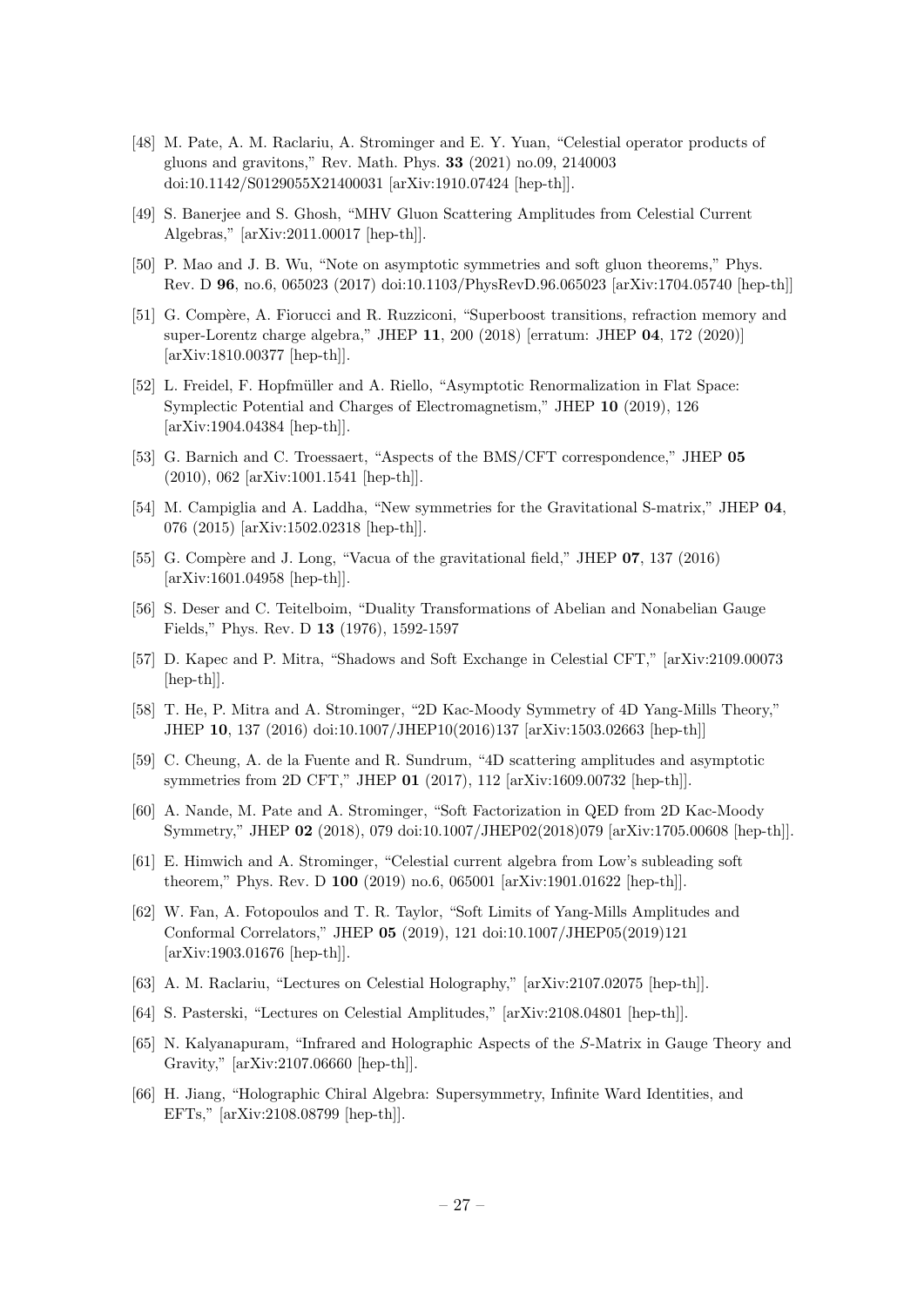[48] M. Pate, A. M. Raclariu, A. Strominger and E. Y. Yuan, "Celestial operator products of gluons and gravitons," Rev. Math. Phys. **33** (2021) no.09, 2140003 doi:10.1142/S0129055X21400031 [arXiv:1910.07424 [hep-th]].

[49] S. Banerjee and S. Ghosh, "MHV Gluon Scattering Amplitudes from Celestial Current Algebras," [arXiv:2011.00017 [hep-th]].

[50] P. Mao and J. B. Wu, "Note on asymptotic symmetries and soft gluon theorems," Phys. Rev. D **96**, no.6, 065023 (2017) doi:10.1103/PhysRevD.96.065023 [arXiv:1704.05740 [hep-th]]

[51] G. Compère, A. Fiorucci and R. Ruzziconi, "Superboost transitions, refraction memory and super-Lorentz charge algebra," JHEP **11**, 200 (2018) [erratum: JHEP **04**, 172 (2020)] [arXiv:1810.00377 [hep-th]].

[52] L. Freidel, F. Hopfmüller and A. Riello, "Asymptotic Renormalization in Flat Space: Symplectic Potential and Charges of Electromagnetism," JHEP **10** (2019), 126 [arXiv:1904.04384 [hep-th]].

[53] G. Barnich and C. Troessaert, "Aspects of the BMS/CFT correspondence," JHEP **05** (2010), 062 [arXiv:1001.1541 [hep-th]].

[54] M. Campiglia and A. Laddha, "New symmetries for the Gravitational S-matrix," JHEP **04**, 076 (2015) [arXiv:1502.02318 [hep-th]].

[55] G. Compère and J. Long, "Vacua of the gravitational field," JHEP **07**, 137 (2016) [arXiv:1601.04958 [hep-th]].

[56] S. Deser and C. Teitelboim, "Duality Transformations of Abelian and Nonabelian Gauge Fields," Phys. Rev. D **13** (1976), 1592-1597

[57] D. Kapec and P. Mitra, "Shadows and Soft Exchange in Celestial CFT," [arXiv:2109.00073 [hep-th]].

[58] T. He, P. Mitra and A. Strominger, "2D Kac-Moody Symmetry of 4D Yang-Mills Theory," JHEP **10**, 137 (2016) doi:10.1007/JHEP10(2016)137 [arXiv:1503.02663 [hep-th]]

[59] C. Cheung, A. de la Fuente and R. Sundrum, "4D scattering amplitudes and asymptotic symmetries from 2D CFT," JHEP **01** (2017), 112 [arXiv:1609.00732 [hep-th]].

[60] A. Nande, M. Pate and A. Strominger, "Soft Factorization in QED from 2D Kac-Moody Symmetry," JHEP **02** (2018), 079 doi:10.1007/JHEP02(2018)079 [arXiv:1705.00608 [hep-th]].

[61] E. Himwich and A. Strominger, "Celestial current algebra from Low's subleading soft theorem," Phys. Rev. D **100** (2019) no.6, 065001 [arXiv:1901.01622 [hep-th]].

[62] W. Fan, A. Fotopoulos and T. R. Taylor, "Soft Limits of Yang-Mills Amplitudes and Conformal Correlators," JHEP **05** (2019), 121 doi:10.1007/JHEP05(2019)121 [arXiv:1903.01676 [hep-th]].

[63] A. M. Raclariu, "Lectures on Celestial Holography," [arXiv:2107.02075 [hep-th]].

[64] S. Pasterski, "Lectures on Celestial Amplitudes," [arXiv:2108.04801 [hep-th]].

[65] N. Kalyanapuram, "Infrared and Holographic Aspects of the *S*-Matrix in Gauge Theory and Gravity," [arXiv:2107.06660 [hep-th]].

[66] H. Jiang, "Holographic Chiral Algebra: Supersymmetry, Infinite Ward Identities, and EFTs," [arXiv:2108.08799 [hep-th]].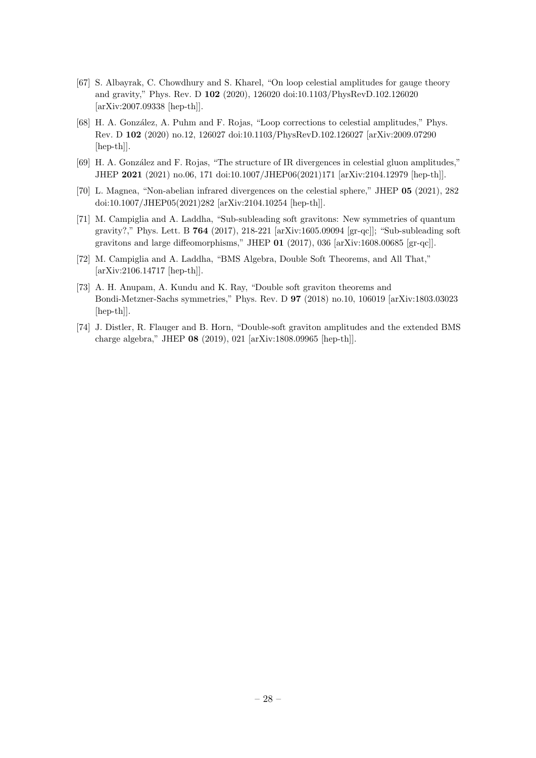[67] S. Albayrak, C. Chowdhury and S. Kharel, "On loop celestial amplitudes for gauge theory and gravity," Phys. Rev. D **102** (2020), 126020 doi:10.1103/PhysRevD.102.126020 [arXiv:2007.09338 [hep-th]].

[68] H. A. González, A. Puhm and F. Rojas, "Loop corrections to celestial amplitudes," Phys. Rev. D **102** (2020) no.12, 126027 doi:10.1103/PhysRevD.102.126027 [arXiv:2009.07290 [hep-th]].

[69] H. A. González and F. Rojas, "The structure of IR divergences in celestial gluon amplitudes," JHEP **2021** (2021) no.06, 171 doi:10.1007/JHEP06(2021)171 [arXiv:2104.12979 [hep-th]].

[70] L. Magnea, "Non-abelian infrared divergences on the celestial sphere," JHEP **05** (2021), 282 doi:10.1007/JHEP05(2021)282 [arXiv:2104.10254 [hep-th]].

[71] M. Campiglia and A. Laddha, "Sub-subleading soft gravitons: New symmetries of quantum gravity?," Phys. Lett. B **764** (2017), 218-221 [arXiv:1605.09094 [gr-qc]]; "Sub-subleading soft gravitons and large diffeomorphisms," JHEP **01** (2017), 036 [arXiv:1608.00685 [gr-qc]].

[72] M. Campiglia and A. Laddha, "BMS Algebra, Double Soft Theorems, and All That," [arXiv:2106.14717 [hep-th]].

[73] A. H. Anupam, A. Kundu and K. Ray, "Double soft graviton theorems and Bondi-Metzner-Sachs symmetries," Phys. Rev. D **97** (2018) no.10, 106019 [arXiv:1803.03023 [hep-th]].

[74] J. Distler, R. Flauger and B. Horn, "Double-soft graviton amplitudes and the extended BMS charge algebra," JHEP **08** (2019), 021 [arXiv:1808.09965 [hep-th]].